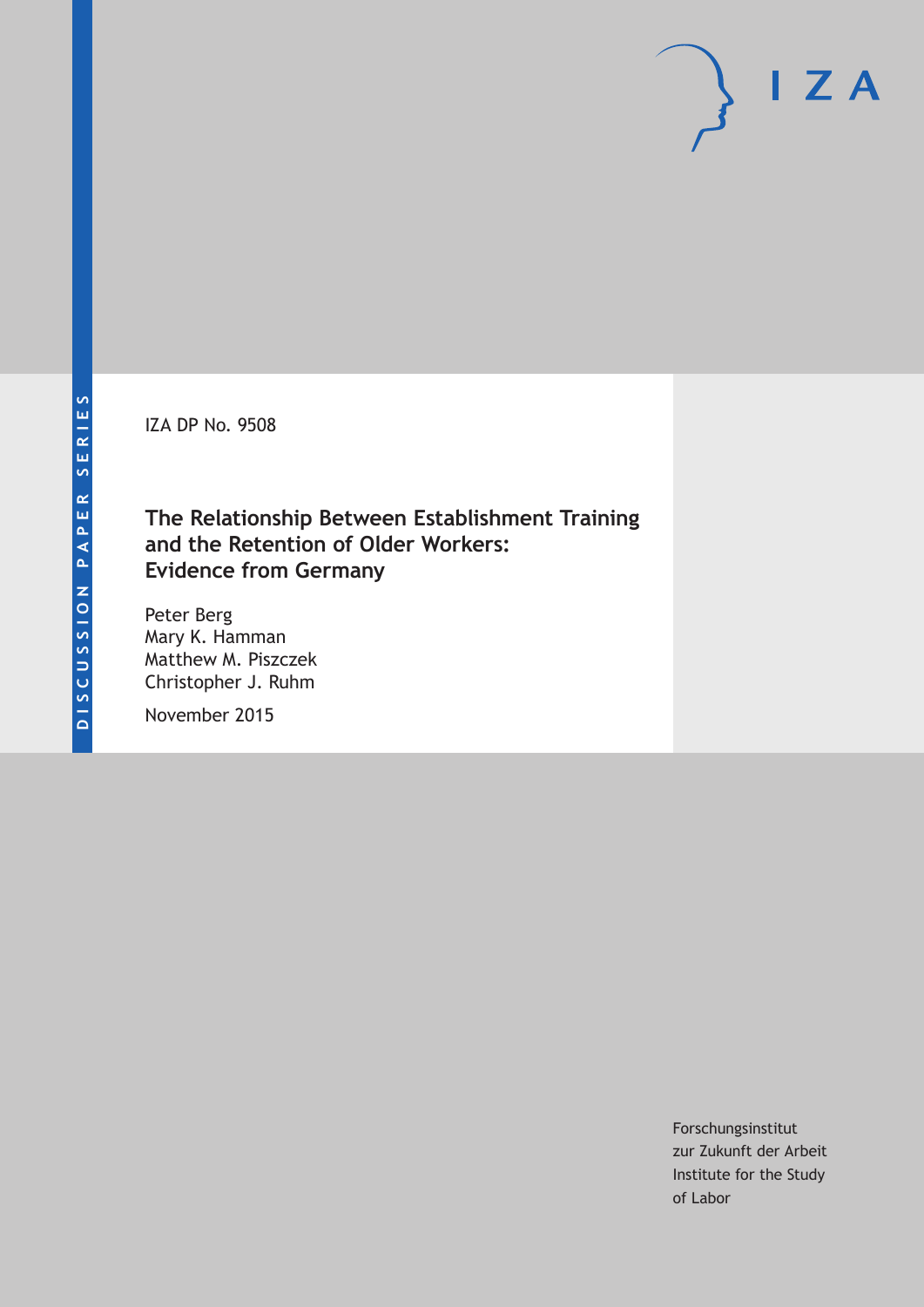DISCUSSION PAPER SERIES

IZA DP No. 9508

# The Relationship Between Establishment Training and the Retention of Older Workers: Evidence from Germany

Peter Berg
Mary K. Hamman
Matthew M. Piszczek
Christopher J. Ruhm

November 2015

Forschungsinstitut
zur Zukunft der Arbeit
Institute for the Study
of Labor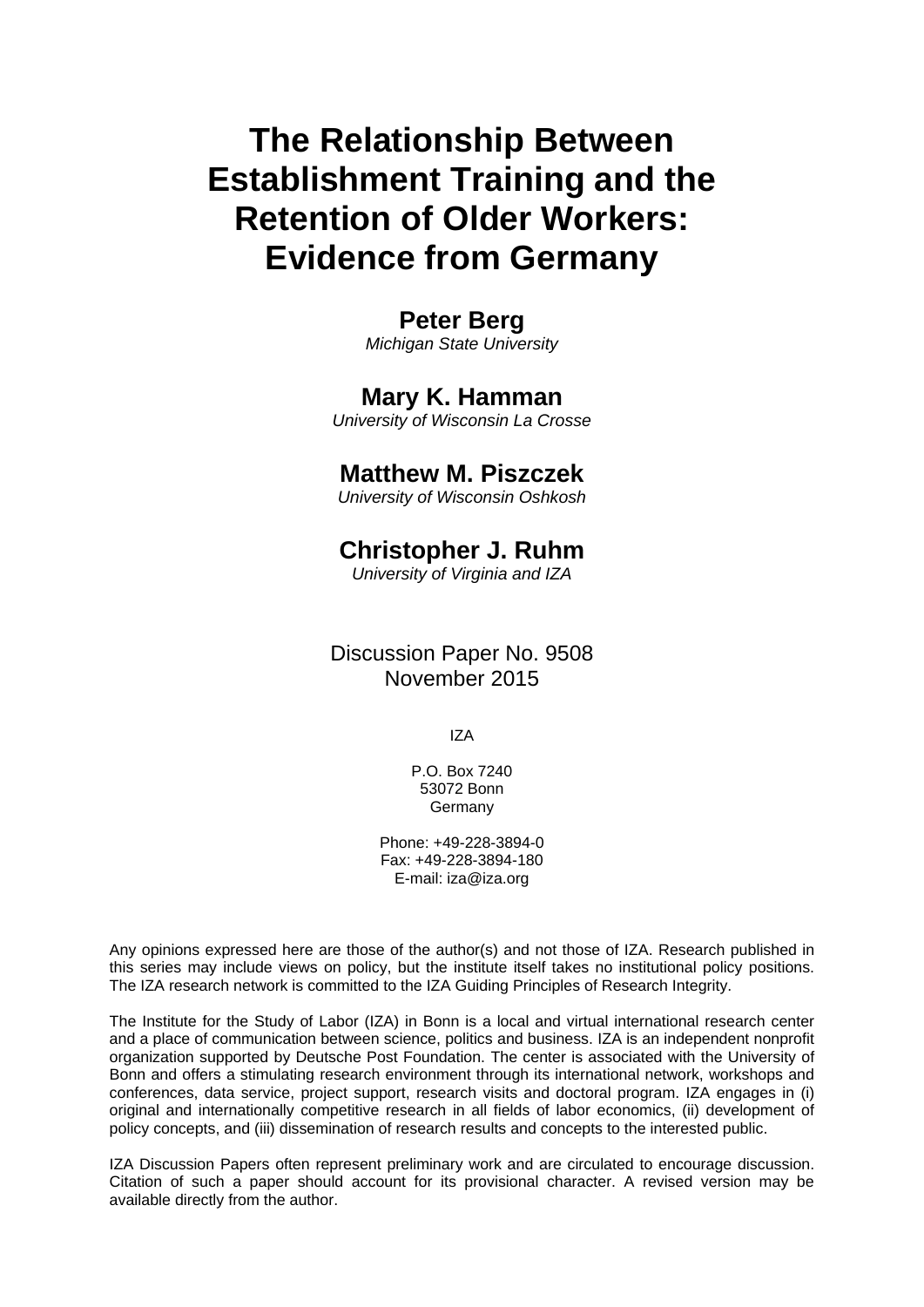# The Relationship Between Establishment Training and the Retention of Older Workers: Evidence from Germany

**Peter Berg**
*Michigan State University*

**Mary K. Hamman**
*University of Wisconsin La Crosse*

**Matthew M. Piszczek**
*University of Wisconsin Oshkosh*

**Christopher J. Ruhm**
*University of Virginia and IZA*

Discussion Paper No. 9508
November 2015

IZA

P.O. Box 7240
53072 Bonn
Germany

Phone: +49-228-3894-0
Fax: +49-228-3894-180
E-mail: iza@iza.org

Any opinions expressed here are those of the author(s) and not those of IZA. Research published in this series may include views on policy, but the institute itself takes no institutional policy positions. The IZA research network is committed to the IZA Guiding Principles of Research Integrity.

The Institute for the Study of Labor (IZA) in Bonn is a local and virtual international research center and a place of communication between science, politics and business. IZA is an independent nonprofit organization supported by Deutsche Post Foundation. The center is associated with the University of Bonn and offers a stimulating research environment through its international network, workshops and conferences, data service, project support, research visits and doctoral program. IZA engages in (i) original and internationally competitive research in all fields of labor economics, (ii) development of policy concepts, and (iii) dissemination of research results and concepts to the interested public.

IZA Discussion Papers often represent preliminary work and are circulated to encourage discussion. Citation of such a paper should account for its provisional character. A revised version may be available directly from the author.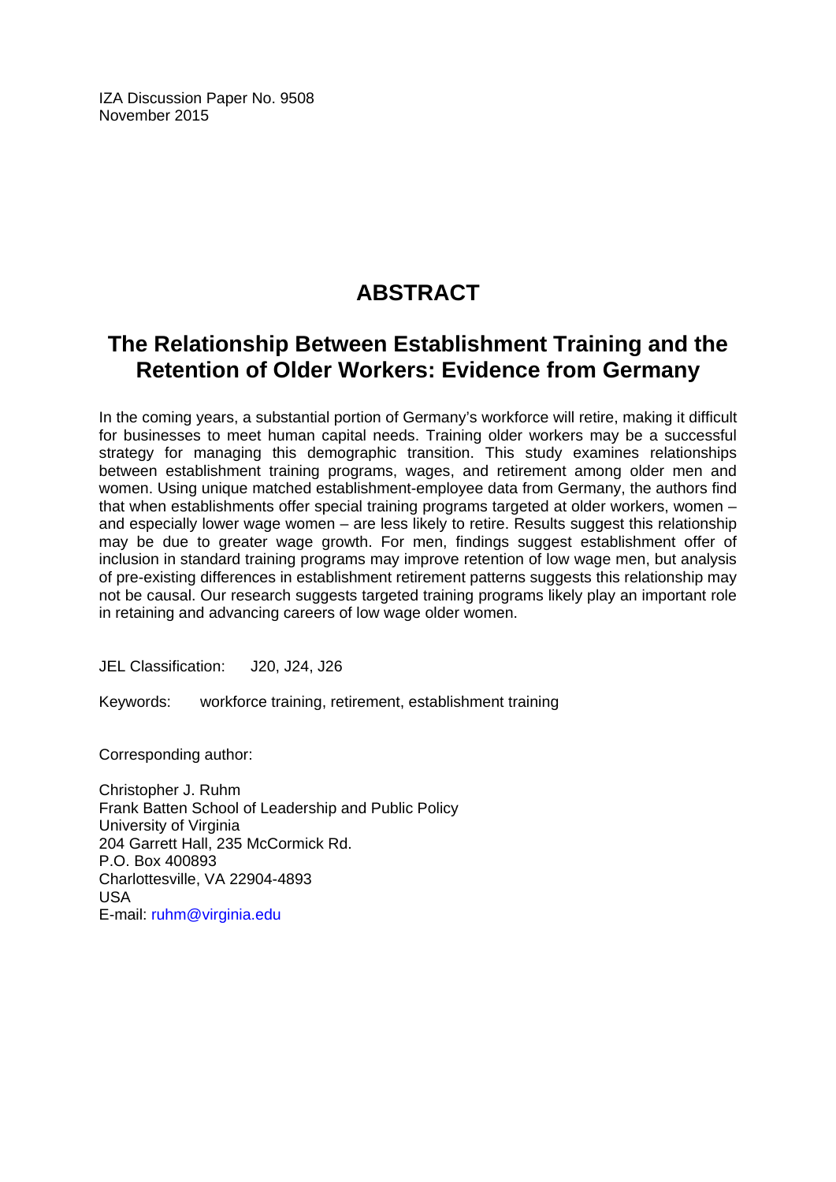IZA Discussion Paper No. 9508
November 2015

# ABSTRACT

## The Relationship Between Establishment Training and the Retention of Older Workers: Evidence from Germany

In the coming years, a substantial portion of Germany's workforce will retire, making it difficult for businesses to meet human capital needs. Training older workers may be a successful strategy for managing this demographic transition. This study examines relationships between establishment training programs, wages, and retirement among older men and women. Using unique matched establishment-employee data from Germany, the authors find that when establishments offer special training programs targeted at older workers, women – and especially lower wage women – are less likely to retire. Results suggest this relationship may be due to greater wage growth. For men, findings suggest establishment offer of inclusion in standard training programs may improve retention of low wage men, but analysis of pre-existing differences in establishment retirement patterns suggests this relationship may not be causal. Our research suggests targeted training programs likely play an important role in retaining and advancing careers of low wage older women.

JEL Classification: J20, J24, J26

Keywords: workforce training, retirement, establishment training

Corresponding author:

Christopher J. Ruhm
Frank Batten School of Leadership and Public Policy
University of Virginia
204 Garrett Hall, 235 McCormick Rd.
P.O. Box 400893
Charlottesville, VA 22904-4893
USA
E-mail: ruhm@virginia.edu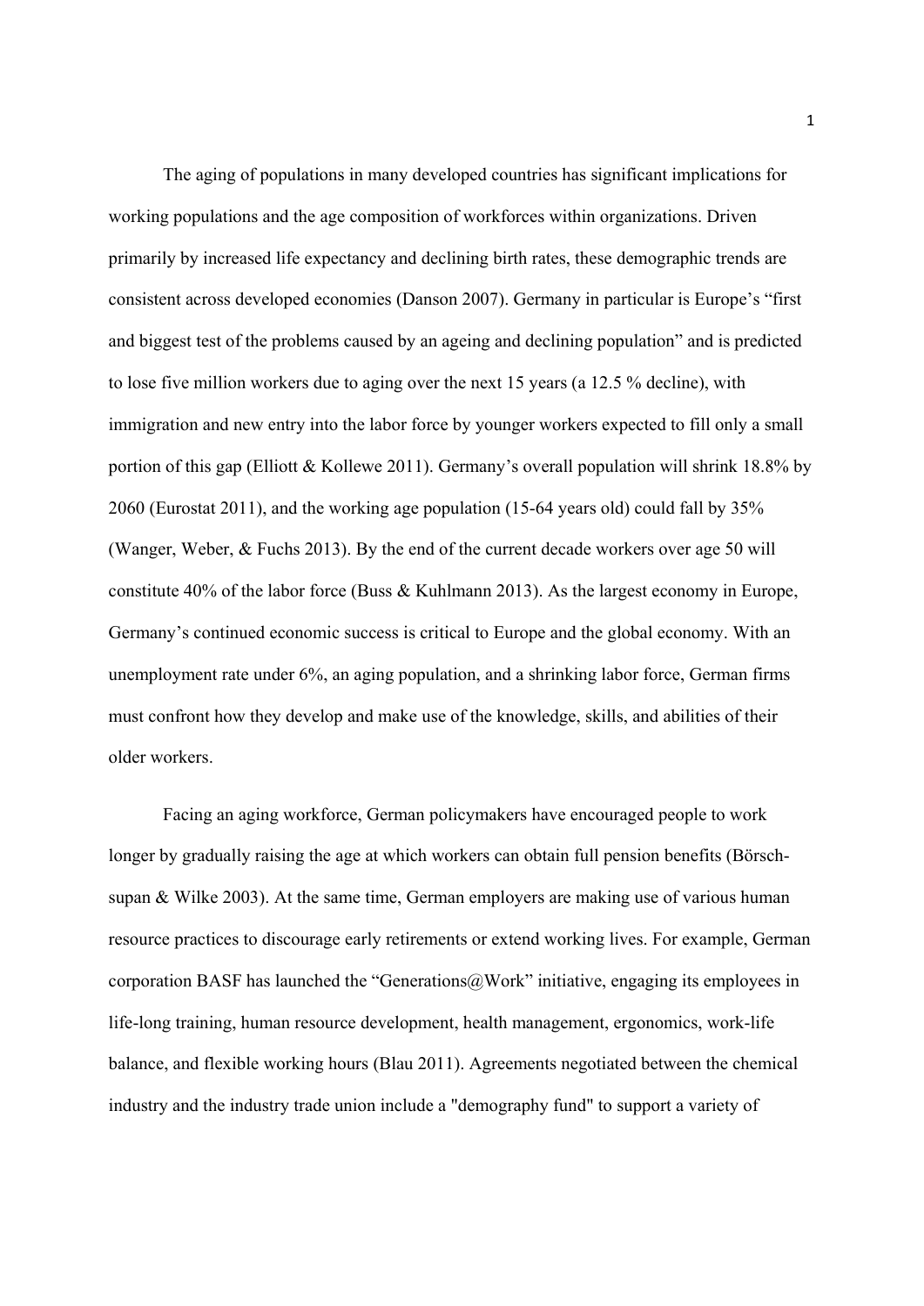The aging of populations in many developed countries has significant implications for working populations and the age composition of workforces within organizations. Driven primarily by increased life expectancy and declining birth rates, these demographic trends are consistent across developed economies (Danson 2007). Germany in particular is Europe's "first and biggest test of the problems caused by an ageing and declining population" and is predicted to lose five million workers due to aging over the next 15 years (a 12.5 % decline), with immigration and new entry into the labor force by younger workers expected to fill only a small portion of this gap (Elliott & Kollewe 2011). Germany's overall population will shrink 18.8% by 2060 (Eurostat 2011), and the working age population (15-64 years old) could fall by 35% (Wanger, Weber, & Fuchs 2013). By the end of the current decade workers over age 50 will constitute 40% of the labor force (Buss & Kuhlmann 2013). As the largest economy in Europe, Germany's continued economic success is critical to Europe and the global economy. With an unemployment rate under 6%, an aging population, and a shrinking labor force, German firms must confront how they develop and make use of the knowledge, skills, and abilities of their older workers.

Facing an aging workforce, German policymakers have encouraged people to work longer by gradually raising the age at which workers can obtain full pension benefits (Börsch-supan & Wilke 2003). At the same time, German employers are making use of various human resource practices to discourage early retirements or extend working lives. For example, German corporation BASF has launched the "Generations@Work" initiative, engaging its employees in life-long training, human resource development, health management, ergonomics, work-life balance, and flexible working hours (Blau 2011). Agreements negotiated between the chemical industry and the industry trade union include a "demography fund" to support a variety of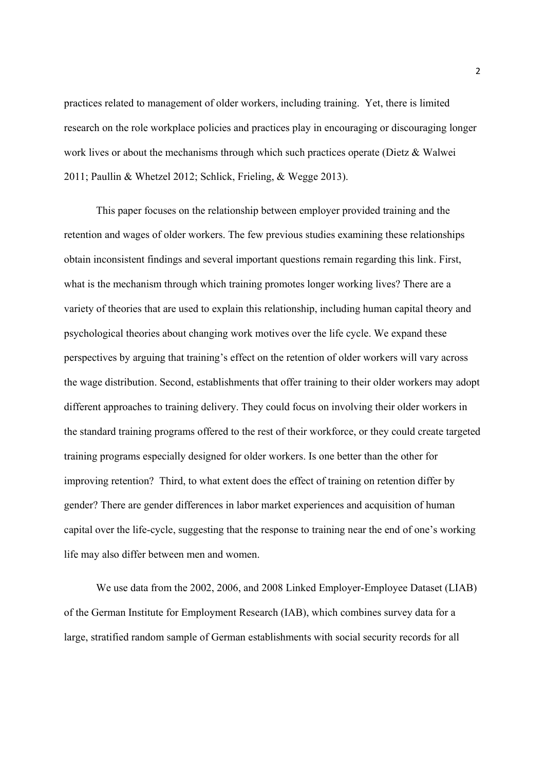practices related to management of older workers, including training. Yet, there is limited research on the role workplace policies and practices play in encouraging or discouraging longer work lives or about the mechanisms through which such practices operate (Dietz & Walwei 2011; Paullin & Whetzel 2012; Schlick, Frieling, & Wegge 2013).

This paper focuses on the relationship between employer provided training and the retention and wages of older workers. The few previous studies examining these relationships obtain inconsistent findings and several important questions remain regarding this link. First, what is the mechanism through which training promotes longer working lives? There are a variety of theories that are used to explain this relationship, including human capital theory and psychological theories about changing work motives over the life cycle. We expand these perspectives by arguing that training's effect on the retention of older workers will vary across the wage distribution. Second, establishments that offer training to their older workers may adopt different approaches to training delivery. They could focus on involving their older workers in the standard training programs offered to the rest of their workforce, or they could create targeted training programs especially designed for older workers. Is one better than the other for improving retention? Third, to what extent does the effect of training on retention differ by gender? There are gender differences in labor market experiences and acquisition of human capital over the life-cycle, suggesting that the response to training near the end of one's working life may also differ between men and women.

We use data from the 2002, 2006, and 2008 Linked Employer-Employee Dataset (LIAB) of the German Institute for Employment Research (IAB), which combines survey data for a large, stratified random sample of German establishments with social security records for all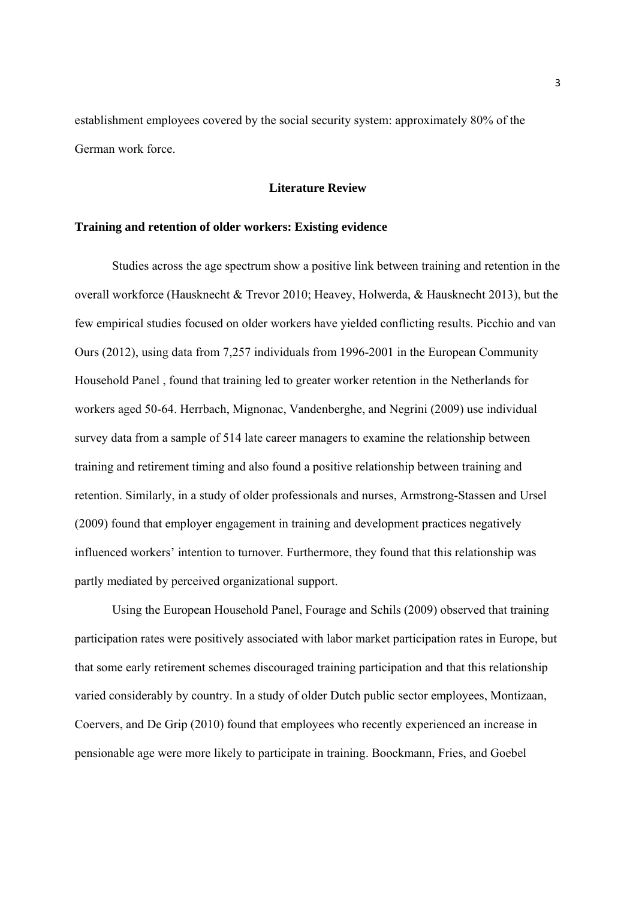establishment employees covered by the social security system: approximately 80% of the German work force.

## Literature Review

### Training and retention of older workers: Existing evidence

Studies across the age spectrum show a positive link between training and retention in the overall workforce (Hausknecht & Trevor 2010; Heavey, Holwerda, & Hausknecht 2013), but the few empirical studies focused on older workers have yielded conflicting results. Picchio and van Ours (2012), using data from 7,257 individuals from 1996-2001 in the European Community Household Panel , found that training led to greater worker retention in the Netherlands for workers aged 50-64. Herrbach, Mignonac, Vandenberghe, and Negrini (2009) use individual survey data from a sample of 514 late career managers to examine the relationship between training and retirement timing and also found a positive relationship between training and retention. Similarly, in a study of older professionals and nurses, Armstrong-Stassen and Ursel (2009) found that employer engagement in training and development practices negatively influenced workers' intention to turnover. Furthermore, they found that this relationship was partly mediated by perceived organizational support.

Using the European Household Panel, Fourage and Schils (2009) observed that training participation rates were positively associated with labor market participation rates in Europe, but that some early retirement schemes discouraged training participation and that this relationship varied considerably by country. In a study of older Dutch public sector employees, Montizaan, Coervers, and De Grip (2010) found that employees who recently experienced an increase in pensionable age were more likely to participate in training. Boockmann, Fries, and Goebel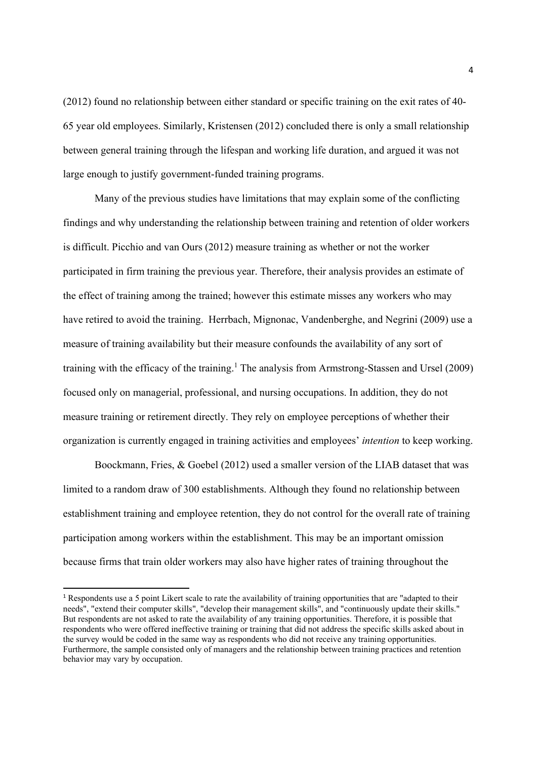(2012) found no relationship between either standard or specific training on the exit rates of 40-65 year old employees. Similarly, Kristensen (2012) concluded there is only a small relationship between general training through the lifespan and working life duration, and argued it was not large enough to justify government-funded training programs.

Many of the previous studies have limitations that may explain some of the conflicting findings and why understanding the relationship between training and retention of older workers is difficult. Picchio and van Ours (2012) measure training as whether or not the worker participated in firm training the previous year. Therefore, their analysis provides an estimate of the effect of training among the trained; however this estimate misses any workers who may have retired to avoid the training. Herrbach, Mignonac, Vandenberghe, and Negrini (2009) use a measure of training availability but their measure confounds the availability of any sort of training with the efficacy of the training.[1] The analysis from Armstrong-Stassen and Ursel (2009) focused only on managerial, professional, and nursing occupations. In addition, they do not measure training or retirement directly. They rely on employee perceptions of whether their organization is currently engaged in training activities and employees' *intention* to keep working.

Boockmann, Fries, & Goebel (2012) used a smaller version of the LIAB dataset that was limited to a random draw of 300 establishments. Although they found no relationship between establishment training and employee retention, they do not control for the overall rate of training participation among workers within the establishment. This may be an important omission because firms that train older workers may also have higher rates of training throughout the

[1] Respondents use a 5 point Likert scale to rate the availability of training opportunities that are "adapted to their needs", "extend their computer skills", "develop their management skills", and "continuously update their skills." But respondents are not asked to rate the availability of any training opportunities. Therefore, it is possible that respondents who were offered ineffective training or training that did not address the specific skills asked about in the survey would be coded in the same way as respondents who did not receive any training opportunities. Furthermore, the sample consisted only of managers and the relationship between training practices and retention behavior may vary by occupation.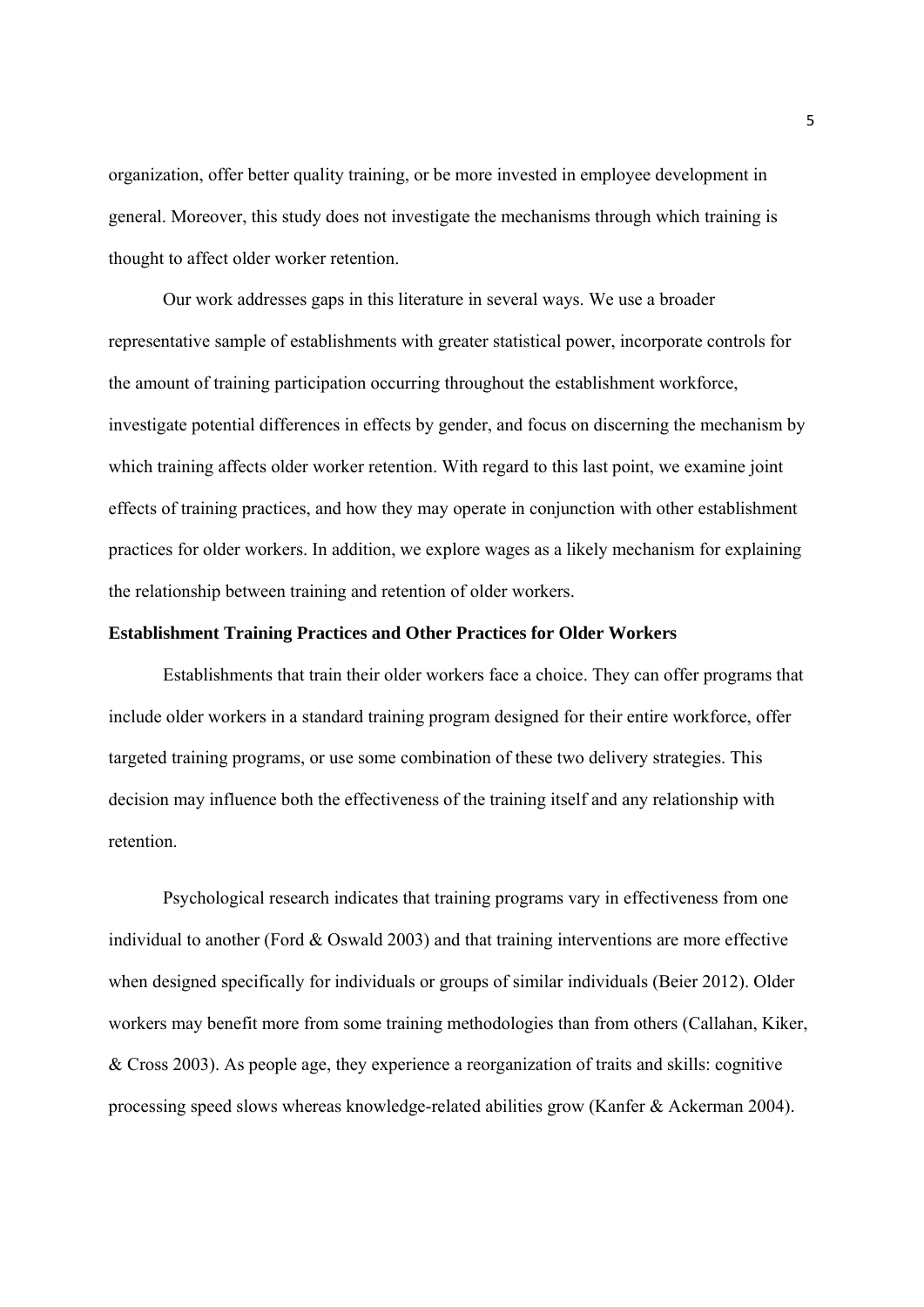organization, offer better quality training, or be more invested in employee development in general. Moreover, this study does not investigate the mechanisms through which training is thought to affect older worker retention.

Our work addresses gaps in this literature in several ways. We use a broader representative sample of establishments with greater statistical power, incorporate controls for the amount of training participation occurring throughout the establishment workforce, investigate potential differences in effects by gender, and focus on discerning the mechanism by which training affects older worker retention. With regard to this last point, we examine joint effects of training practices, and how they may operate in conjunction with other establishment practices for older workers. In addition, we explore wages as a likely mechanism for explaining the relationship between training and retention of older workers.

**Establishment Training Practices and Other Practices for Older Workers**

Establishments that train their older workers face a choice. They can offer programs that include older workers in a standard training program designed for their entire workforce, offer targeted training programs, or use some combination of these two delivery strategies. This decision may influence both the effectiveness of the training itself and any relationship with retention.

Psychological research indicates that training programs vary in effectiveness from one individual to another (Ford & Oswald 2003) and that training interventions are more effective when designed specifically for individuals or groups of similar individuals (Beier 2012). Older workers may benefit more from some training methodologies than from others (Callahan, Kiker, & Cross 2003). As people age, they experience a reorganization of traits and skills: cognitive processing speed slows whereas knowledge-related abilities grow (Kanfer & Ackerman 2004).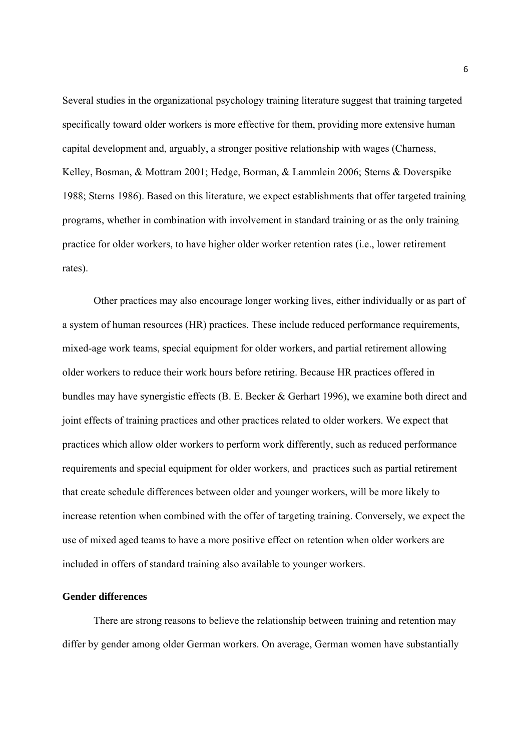Several studies in the organizational psychology training literature suggest that training targeted specifically toward older workers is more effective for them, providing more extensive human capital development and, arguably, a stronger positive relationship with wages (Charness, Kelley, Bosman, & Mottram 2001; Hedge, Borman, & Lammlein 2006; Sterns & Doverspike 1988; Sterns 1986). Based on this literature, we expect establishments that offer targeted training programs, whether in combination with involvement in standard training or as the only training practice for older workers, to have higher older worker retention rates (i.e., lower retirement rates).

Other practices may also encourage longer working lives, either individually or as part of a system of human resources (HR) practices. These include reduced performance requirements, mixed-age work teams, special equipment for older workers, and partial retirement allowing older workers to reduce their work hours before retiring. Because HR practices offered in bundles may have synergistic effects (B. E. Becker & Gerhart 1996), we examine both direct and joint effects of training practices and other practices related to older workers. We expect that practices which allow older workers to perform work differently, such as reduced performance requirements and special equipment for older workers, and practices such as partial retirement that create schedule differences between older and younger workers, will be more likely to increase retention when combined with the offer of targeting training. Conversely, we expect the use of mixed aged teams to have a more positive effect on retention when older workers are included in offers of standard training also available to younger workers.

**Gender differences**

There are strong reasons to believe the relationship between training and retention may differ by gender among older German workers. On average, German women have substantially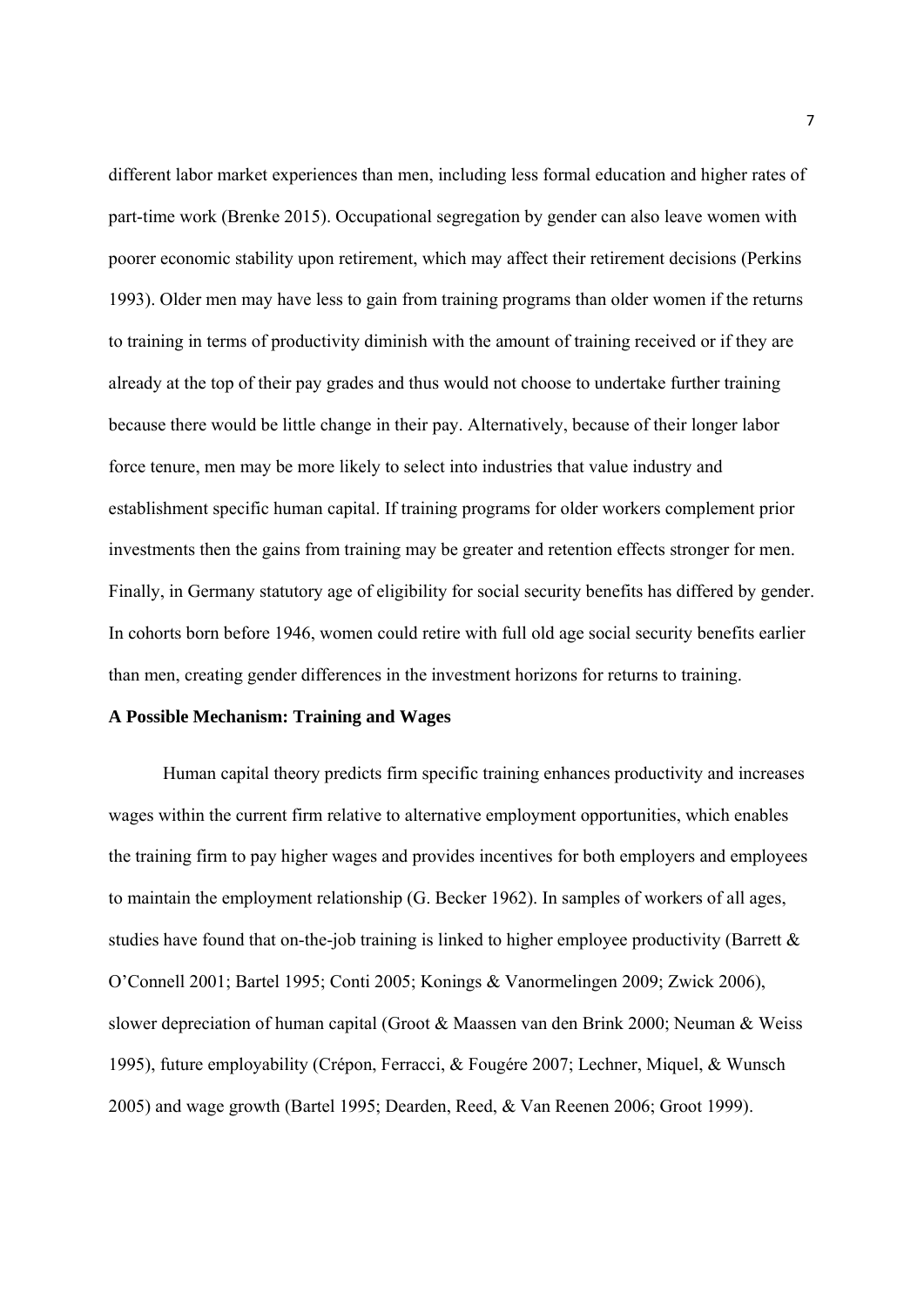different labor market experiences than men, including less formal education and higher rates of part-time work (Brenke 2015). Occupational segregation by gender can also leave women with poorer economic stability upon retirement, which may affect their retirement decisions (Perkins 1993). Older men may have less to gain from training programs than older women if the returns to training in terms of productivity diminish with the amount of training received or if they are already at the top of their pay grades and thus would not choose to undertake further training because there would be little change in their pay. Alternatively, because of their longer labor force tenure, men may be more likely to select into industries that value industry and establishment specific human capital. If training programs for older workers complement prior investments then the gains from training may be greater and retention effects stronger for men. Finally, in Germany statutory age of eligibility for social security benefits has differed by gender. In cohorts born before 1946, women could retire with full old age social security benefits earlier than men, creating gender differences in the investment horizons for returns to training.

**A Possible Mechanism: Training and Wages**

Human capital theory predicts firm specific training enhances productivity and increases wages within the current firm relative to alternative employment opportunities, which enables the training firm to pay higher wages and provides incentives for both employers and employees to maintain the employment relationship (G. Becker 1962). In samples of workers of all ages, studies have found that on-the-job training is linked to higher employee productivity (Barrett & O'Connell 2001; Bartel 1995; Conti 2005; Konings & Vanormelingen 2009; Zwick 2006), slower depreciation of human capital (Groot & Maassen van den Brink 2000; Neuman & Weiss 1995), future employability (Crépon, Ferracci, & Fougére 2007; Lechner, Miquel, & Wunsch 2005) and wage growth (Bartel 1995; Dearden, Reed, & Van Reenen 2006; Groot 1999).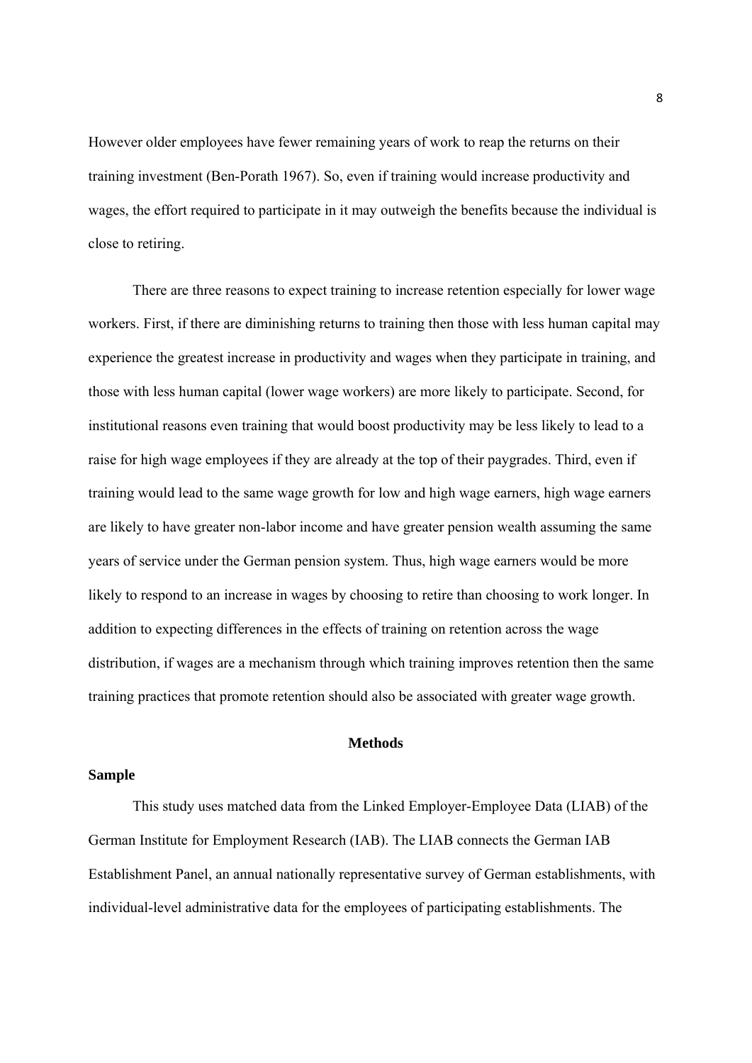However older employees have fewer remaining years of work to reap the returns on their training investment (Ben-Porath 1967). So, even if training would increase productivity and wages, the effort required to participate in it may outweigh the benefits because the individual is close to retiring.

There are three reasons to expect training to increase retention especially for lower wage workers. First, if there are diminishing returns to training then those with less human capital may experience the greatest increase in productivity and wages when they participate in training, and those with less human capital (lower wage workers) are more likely to participate. Second, for institutional reasons even training that would boost productivity may be less likely to lead to a raise for high wage employees if they are already at the top of their paygrades. Third, even if training would lead to the same wage growth for low and high wage earners, high wage earners are likely to have greater non-labor income and have greater pension wealth assuming the same years of service under the German pension system. Thus, high wage earners would be more likely to respond to an increase in wages by choosing to retire than choosing to work longer. In addition to expecting differences in the effects of training on retention across the wage distribution, if wages are a mechanism through which training improves retention then the same training practices that promote retention should also be associated with greater wage growth.

## Methods

### Sample

This study uses matched data from the Linked Employer-Employee Data (LIAB) of the German Institute for Employment Research (IAB). The LIAB connects the German IAB Establishment Panel, an annual nationally representative survey of German establishments, with individual-level administrative data for the employees of participating establishments. The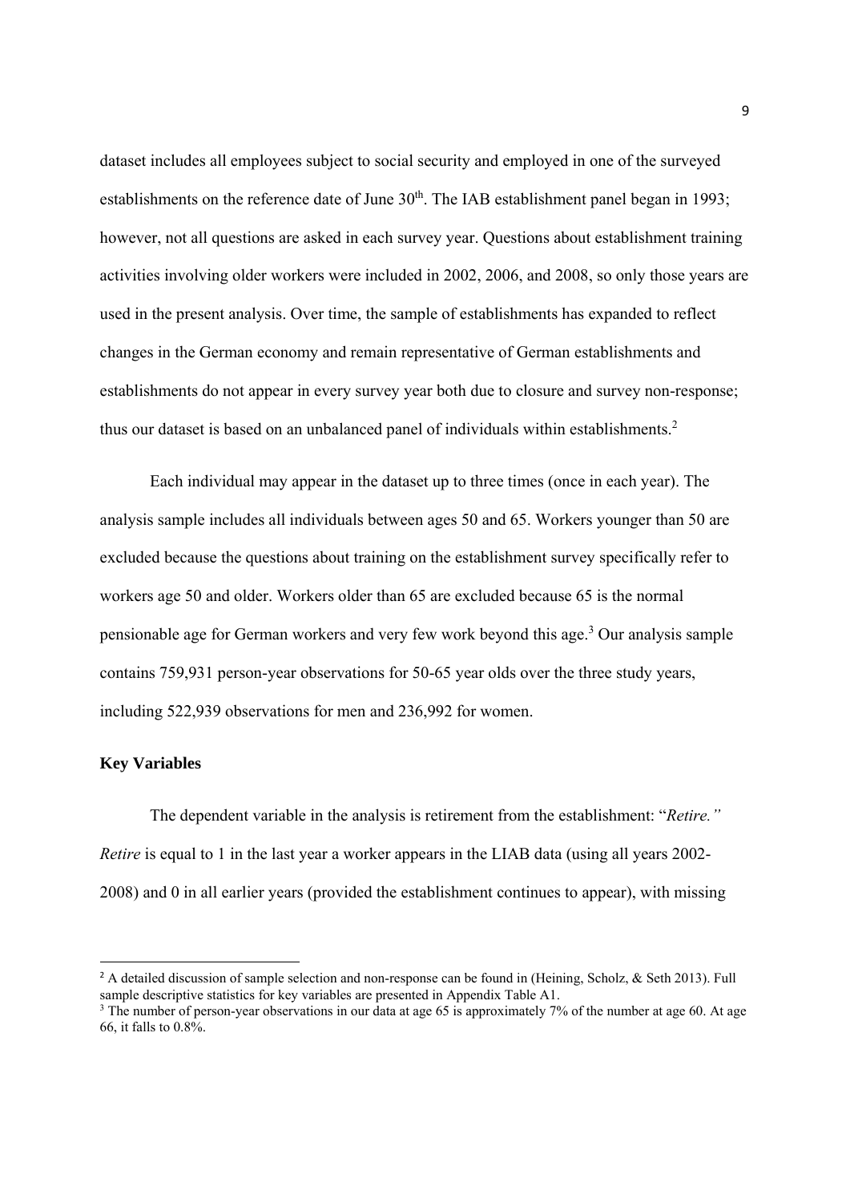dataset includes all employees subject to social security and employed in one of the surveyed establishments on the reference date of June 30th. The IAB establishment panel began in 1993; however, not all questions are asked in each survey year. Questions about establishment training activities involving older workers were included in 2002, 2006, and 2008, so only those years are used in the present analysis. Over time, the sample of establishments has expanded to reflect changes in the German economy and remain representative of German establishments and establishments do not appear in every survey year both due to closure and survey non-response; thus our dataset is based on an unbalanced panel of individuals within establishments.[2]

Each individual may appear in the dataset up to three times (once in each year). The analysis sample includes all individuals between ages 50 and 65. Workers younger than 50 are excluded because the questions about training on the establishment survey specifically refer to workers age 50 and older. Workers older than 65 are excluded because 65 is the normal pensionable age for German workers and very few work beyond this age.[3] Our analysis sample contains 759,931 person-year observations for 50-65 year olds over the three study years, including 522,939 observations for men and 236,992 for women.

### Key Variables

The dependent variable in the analysis is retirement from the establishment: "*Retire.*" *Retire* is equal to 1 in the last year a worker appears in the LIAB data (using all years 2002-2008) and 0 in all earlier years (provided the establishment continues to appear), with missing

---

[2] A detailed discussion of sample selection and non-response can be found in (Heining, Scholz, & Seth 2013). Full sample descriptive statistics for key variables are presented in Appendix Table A1.

[3] The number of person-year observations in our data at age 65 is approximately 7% of the number at age 60. At age 66, it falls to 0.8%.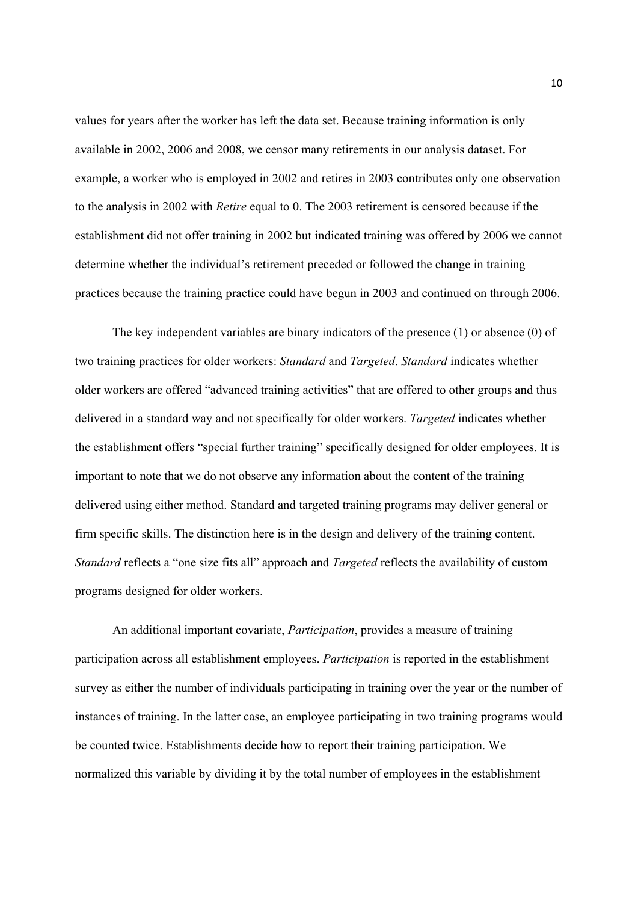values for years after the worker has left the data set. Because training information is only available in 2002, 2006 and 2008, we censor many retirements in our analysis dataset. For example, a worker who is employed in 2002 and retires in 2003 contributes only one observation to the analysis in 2002 with *Retire* equal to 0. The 2003 retirement is censored because if the establishment did not offer training in 2002 but indicated training was offered by 2006 we cannot determine whether the individual's retirement preceded or followed the change in training practices because the training practice could have begun in 2003 and continued on through 2006.

The key independent variables are binary indicators of the presence (1) or absence (0) of two training practices for older workers: *Standard* and *Targeted*. *Standard* indicates whether older workers are offered "advanced training activities" that are offered to other groups and thus delivered in a standard way and not specifically for older workers. *Targeted* indicates whether the establishment offers "special further training" specifically designed for older employees. It is important to note that we do not observe any information about the content of the training delivered using either method. Standard and targeted training programs may deliver general or firm specific skills. The distinction here is in the design and delivery of the training content. *Standard* reflects a "one size fits all" approach and *Targeted* reflects the availability of custom programs designed for older workers.

An additional important covariate, *Participation*, provides a measure of training participation across all establishment employees. *Participation* is reported in the establishment survey as either the number of individuals participating in training over the year or the number of instances of training. In the latter case, an employee participating in two training programs would be counted twice. Establishments decide how to report their training participation. We normalized this variable by dividing it by the total number of employees in the establishment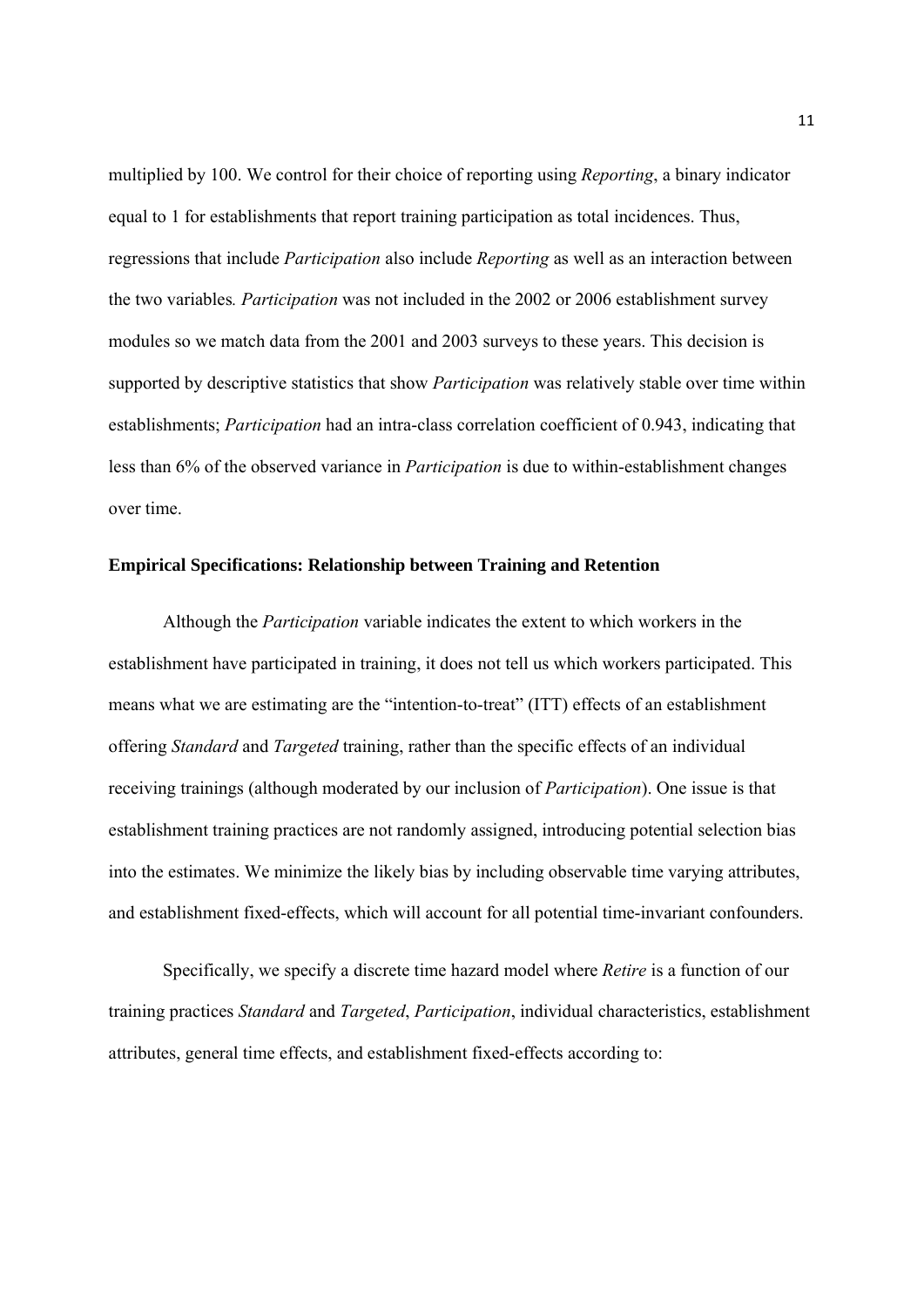multiplied by 100. We control for their choice of reporting using *Reporting*, a binary indicator equal to 1 for establishments that report training participation as total incidences. Thus, regressions that include *Participation* also include *Reporting* as well as an interaction between the two variables*. Participation* was not included in the 2002 or 2006 establishment survey modules so we match data from the 2001 and 2003 surveys to these years. This decision is supported by descriptive statistics that show *Participation* was relatively stable over time within establishments; *Participation* had an intra-class correlation coefficient of 0.943, indicating that less than 6% of the observed variance in *Participation* is due to within-establishment changes over time.

### Empirical Specifications: Relationship between Training and Retention

Although the *Participation* variable indicates the extent to which workers in the establishment have participated in training, it does not tell us which workers participated. This means what we are estimating are the "intention-to-treat" (ITT) effects of an establishment offering *Standard* and *Targeted* training, rather than the specific effects of an individual receiving trainings (although moderated by our inclusion of *Participation*). One issue is that establishment training practices are not randomly assigned, introducing potential selection bias into the estimates. We minimize the likely bias by including observable time varying attributes, and establishment fixed-effects, which will account for all potential time-invariant confounders.

Specifically, we specify a discrete time hazard model where *Retire* is a function of our training practices *Standard* and *Targeted*, *Participation*, individual characteristics, establishment attributes, general time effects, and establishment fixed-effects according to: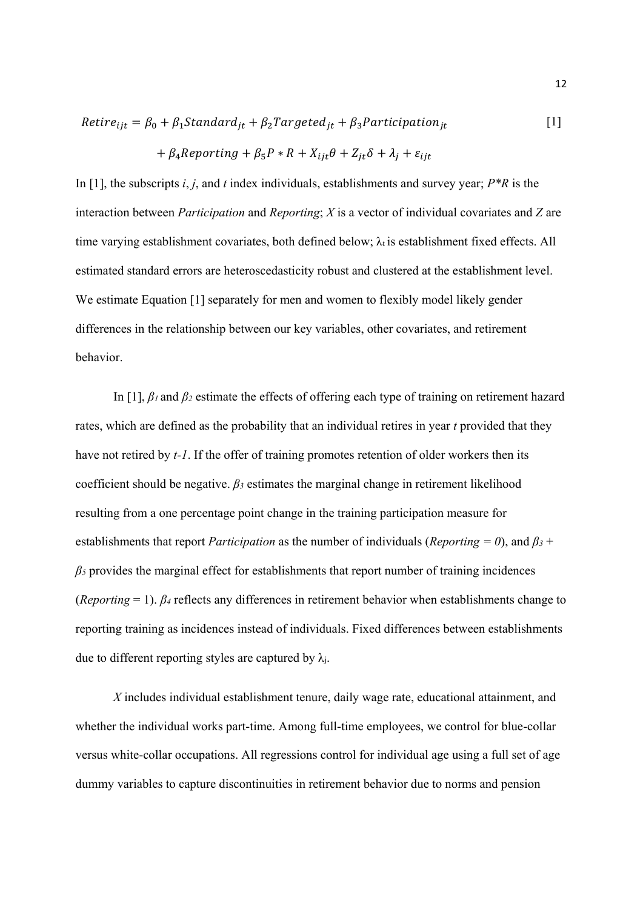$$Retire_{ijt} = \beta_0 + \beta_1 Standard_{jt} + \beta_2 Targeted_{jt} + \beta_3 Participation_{jt} + \beta_4 Reporting + \beta_5 P * R + X_{ijt}\theta + Z_{jt}\delta + \lambda_j + \varepsilon_{ijt} \quad [1]$$

In [1], the subscripts *i*, *j*, and *t* index individuals, establishments and survey year; *P\*R* is the interaction between *Participation* and *Reporting*; *X* is a vector of individual covariates and *Z* are time varying establishment covariates, both defined below; $\lambda_t$ is establishment fixed effects. All estimated standard errors are heteroscedasticity robust and clustered at the establishment level. We estimate Equation [1] separately for men and women to flexibly model likely gender differences in the relationship between our key variables, other covariates, and retirement behavior.

In [1], $\beta_1$ and $\beta_2$ estimate the effects of offering each type of training on retirement hazard rates, which are defined as the probability that an individual retires in year *t* provided that they have not retired by *t-1*. If the offer of training promotes retention of older workers then its coefficient should be negative. $\beta_3$ estimates the marginal change in retirement likelihood resulting from a one percentage point change in the training participation measure for establishments that report *Participation* as the number of individuals (*Reporting = 0*), and $\beta_3$ + $\beta_5$ provides the marginal effect for establishments that report number of training incidences (*Reporting* = 1). $\beta_4$ reflects any differences in retirement behavior when establishments change to reporting training as incidences instead of individuals. Fixed differences between establishments due to different reporting styles are captured by $\lambda_j$.

*X* includes individual establishment tenure, daily wage rate, educational attainment, and whether the individual works part-time. Among full-time employees, we control for blue-collar versus white-collar occupations. All regressions control for individual age using a full set of age dummy variables to capture discontinuities in retirement behavior due to norms and pension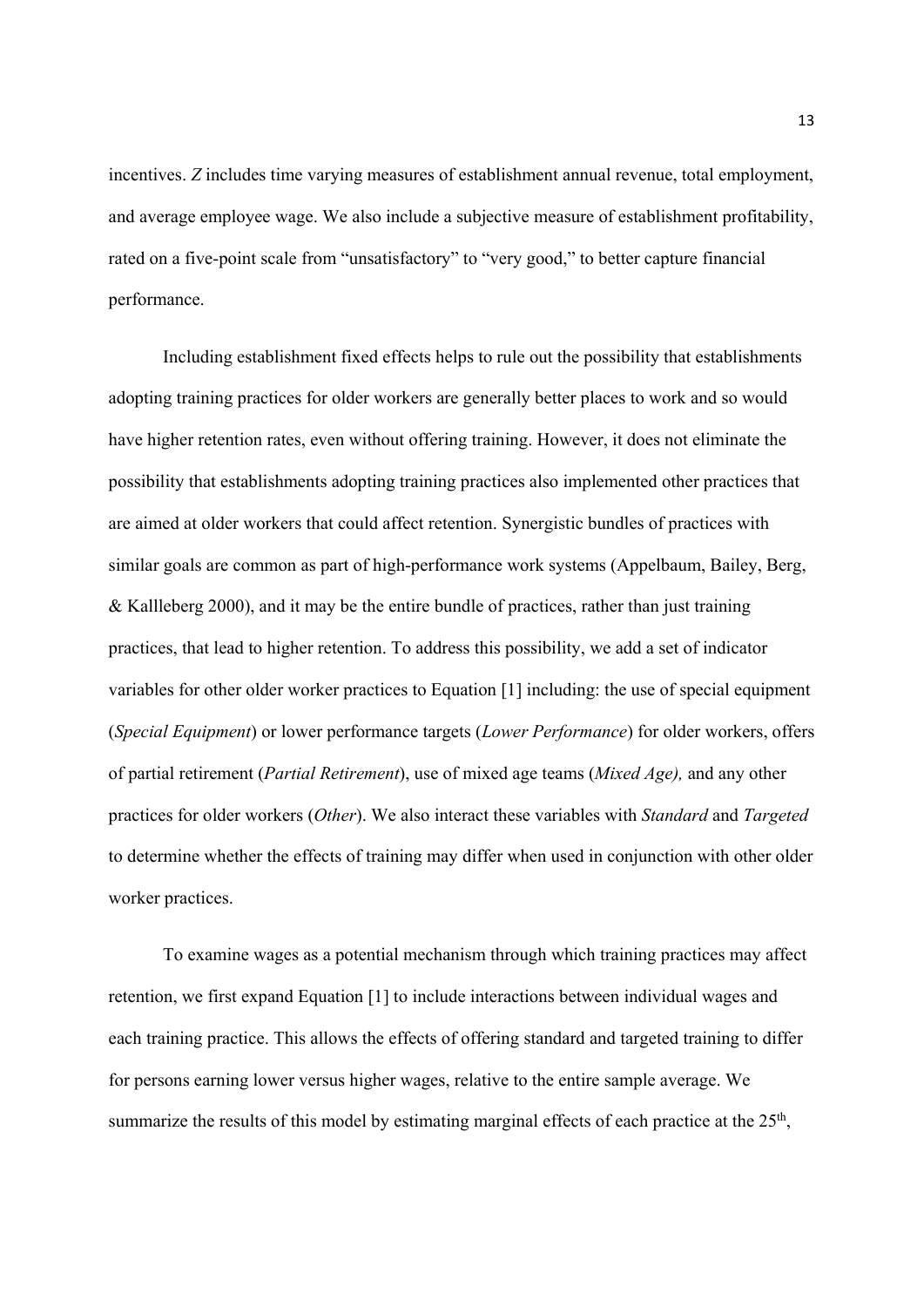incentives. *Z* includes time varying measures of establishment annual revenue, total employment, and average employee wage. We also include a subjective measure of establishment profitability, rated on a five-point scale from "unsatisfactory" to "very good," to better capture financial performance.

Including establishment fixed effects helps to rule out the possibility that establishments adopting training practices for older workers are generally better places to work and so would have higher retention rates, even without offering training. However, it does not eliminate the possibility that establishments adopting training practices also implemented other practices that are aimed at older workers that could affect retention. Synergistic bundles of practices with similar goals are common as part of high-performance work systems (Appelbaum, Bailey, Berg, & Kallleberg 2000), and it may be the entire bundle of practices, rather than just training practices, that lead to higher retention. To address this possibility, we add a set of indicator variables for other older worker practices to Equation [1] including: the use of special equipment (*Special Equipment*) or lower performance targets (*Lower Performance*) for older workers, offers of partial retirement (*Partial Retirement*), use of mixed age teams (*Mixed Age),* and any other practices for older workers (*Other*). We also interact these variables with *Standard* and *Targeted* to determine whether the effects of training may differ when used in conjunction with other older worker practices.

To examine wages as a potential mechanism through which training practices may affect retention, we first expand Equation [1] to include interactions between individual wages and each training practice. This allows the effects of offering standard and targeted training to differ for persons earning lower versus higher wages, relative to the entire sample average. We summarize the results of this model by estimating marginal effects of each practice at the 25th,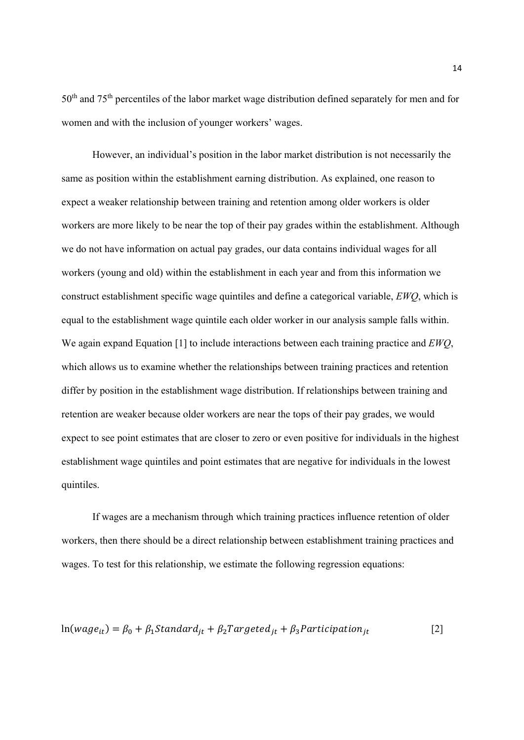50th and 75th percentiles of the labor market wage distribution defined separately for men and for women and with the inclusion of younger workers' wages.

However, an individual's position in the labor market distribution is not necessarily the same as position within the establishment earning distribution. As explained, one reason to expect a weaker relationship between training and retention among older workers is older workers are more likely to be near the top of their pay grades within the establishment. Although we do not have information on actual pay grades, our data contains individual wages for all workers (young and old) within the establishment in each year and from this information we construct establishment specific wage quintiles and define a categorical variable, *EWQ*, which is equal to the establishment wage quintile each older worker in our analysis sample falls within. We again expand Equation [1] to include interactions between each training practice and *EWQ*, which allows us to examine whether the relationships between training practices and retention differ by position in the establishment wage distribution. If relationships between training and retention are weaker because older workers are near the tops of their pay grades, we would expect to see point estimates that are closer to zero or even positive for individuals in the highest establishment wage quintiles and point estimates that are negative for individuals in the lowest quintiles.

If wages are a mechanism through which training practices influence retention of older workers, then there should be a direct relationship between establishment training practices and wages. To test for this relationship, we estimate the following regression equations:

$$\ln(wage_{it}) = \beta_0 + \beta_1 Standard_{jt} + \beta_2 Targeted_{jt} + \beta_3 Participation_{jt} \qquad [2]$$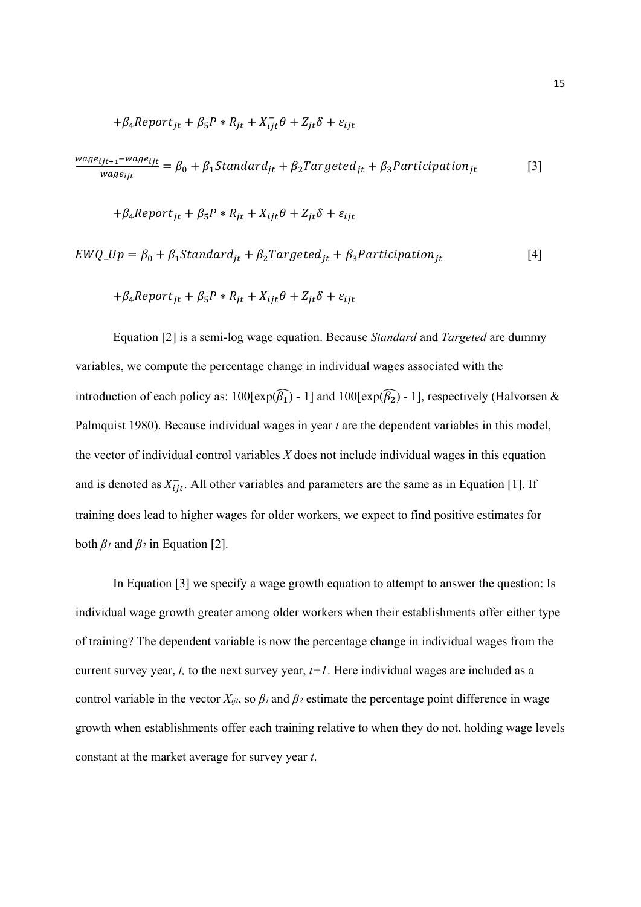$$+\beta_4 Report_{jt} + \beta_5 P * R_{jt} + X_{ijt}^{-}\theta + Z_{jt}\delta + \varepsilon_{ijt}$$

$$\frac{wage_{ijt+1} - wage_{ijt}}{wage_{ijt}} = \beta_0 + \beta_1 Standard_{jt} + \beta_2 Targeted_{jt} + \beta_3 Participation_{jt} \quad [3]$$

$$+\beta_4 Report_{jt} + \beta_5 P * R_{jt} + X_{ijt}\theta + Z_{jt}\delta + \varepsilon_{ijt}$$

$$EWQ\_Up = \beta_0 + \beta_1 Standard_{jt} + \beta_2 Targeted_{jt} + \beta_3 Participation_{jt} \quad [4]$$

$$+\beta_4 Report_{jt} + \beta_5 P * R_{jt} + X_{ijt}\theta + Z_{jt}\delta + \varepsilon_{ijt}$$

Equation [2] is a semi-log wage equation. Because *Standard* and *Targeted* are dummy variables, we compute the percentage change in individual wages associated with the introduction of each policy as: $100[\exp(\widehat{\beta_1}) - 1]$ and $100[\exp(\widehat{\beta_2}) - 1]$, respectively (Halvorsen & Palmquist 1980). Because individual wages in year *t* are the dependent variables in this model, the vector of individual control variables *X* does not include individual wages in this equation and is denoted as $X_{ijt}^{-}$. All other variables and parameters are the same as in Equation [1]. If training does lead to higher wages for older workers, we expect to find positive estimates for both $\beta_1$ and $\beta_2$ in Equation [2].

In Equation [3] we specify a wage growth equation to attempt to answer the question: Is individual wage growth greater among older workers when their establishments offer either type of training? The dependent variable is now the percentage change in individual wages from the current survey year, *t,* to the next survey year, *t+1*. Here individual wages are included as a control variable in the vector $X_{ijt}$, so $\beta_1$ and $\beta_2$ estimate the percentage point difference in wage growth when establishments offer each training relative to when they do not, holding wage levels constant at the market average for survey year *t*.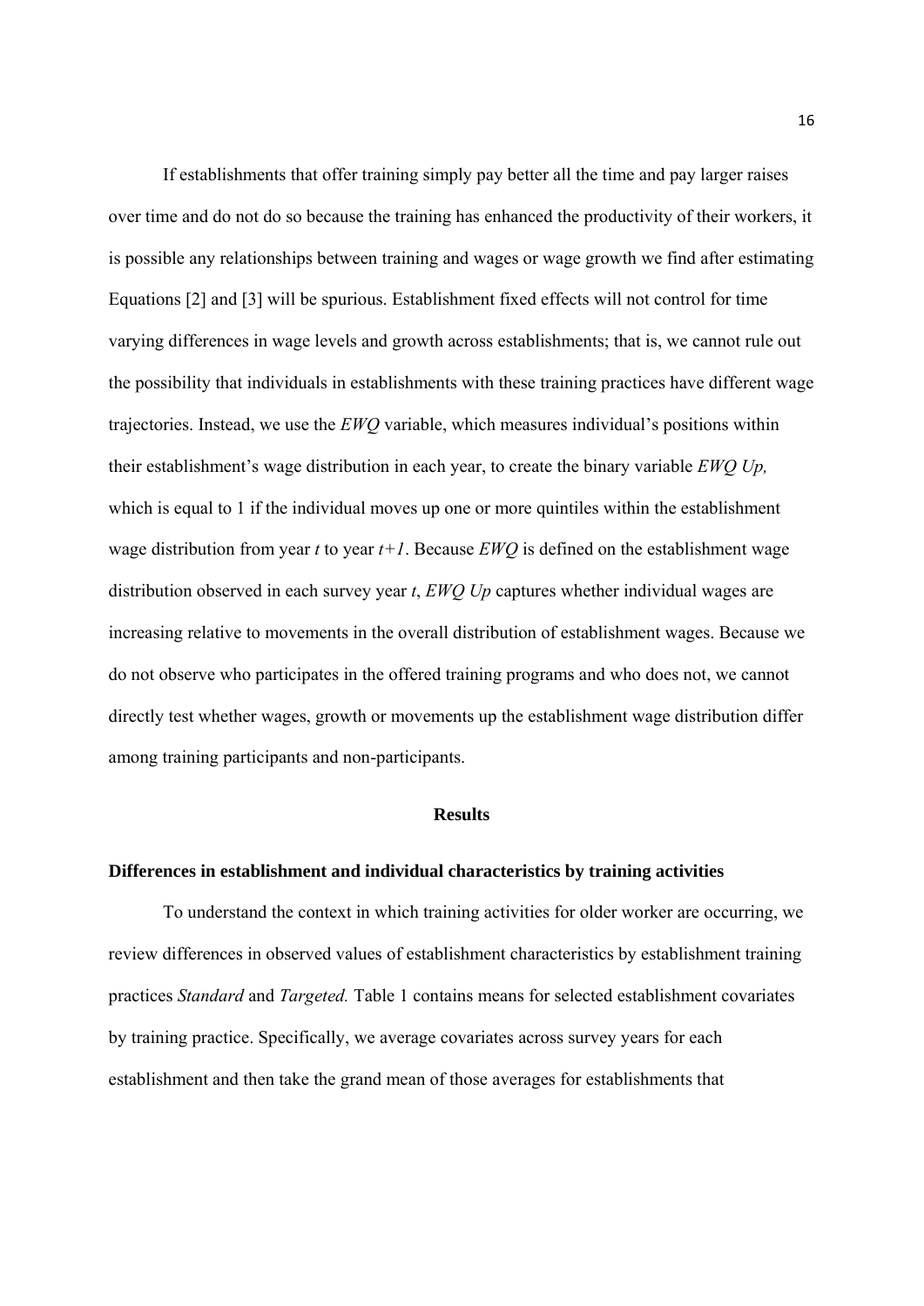If establishments that offer training simply pay better all the time and pay larger raises over time and do not do so because the training has enhanced the productivity of their workers, it is possible any relationships between training and wages or wage growth we find after estimating Equations [2] and [3] will be spurious. Establishment fixed effects will not control for time varying differences in wage levels and growth across establishments; that is, we cannot rule out the possibility that individuals in establishments with these training practices have different wage trajectories. Instead, we use the *EWQ* variable, which measures individual's positions within their establishment's wage distribution in each year, to create the binary variable *EWQ Up,* which is equal to 1 if the individual moves up one or more quintiles within the establishment wage distribution from year *t* to year *t+1*. Because *EWQ* is defined on the establishment wage distribution observed in each survey year *t*, *EWQ Up* captures whether individual wages are increasing relative to movements in the overall distribution of establishment wages. Because we do not observe who participates in the offered training programs and who does not, we cannot directly test whether wages, growth or movements up the establishment wage distribution differ among training participants and non-participants.

## Results

### Differences in establishment and individual characteristics by training activities

To understand the context in which training activities for older worker are occurring, we review differences in observed values of establishment characteristics by establishment training practices *Standard* and *Targeted.* Table 1 contains means for selected establishment covariates by training practice. Specifically, we average covariates across survey years for each establishment and then take the grand mean of those averages for establishments that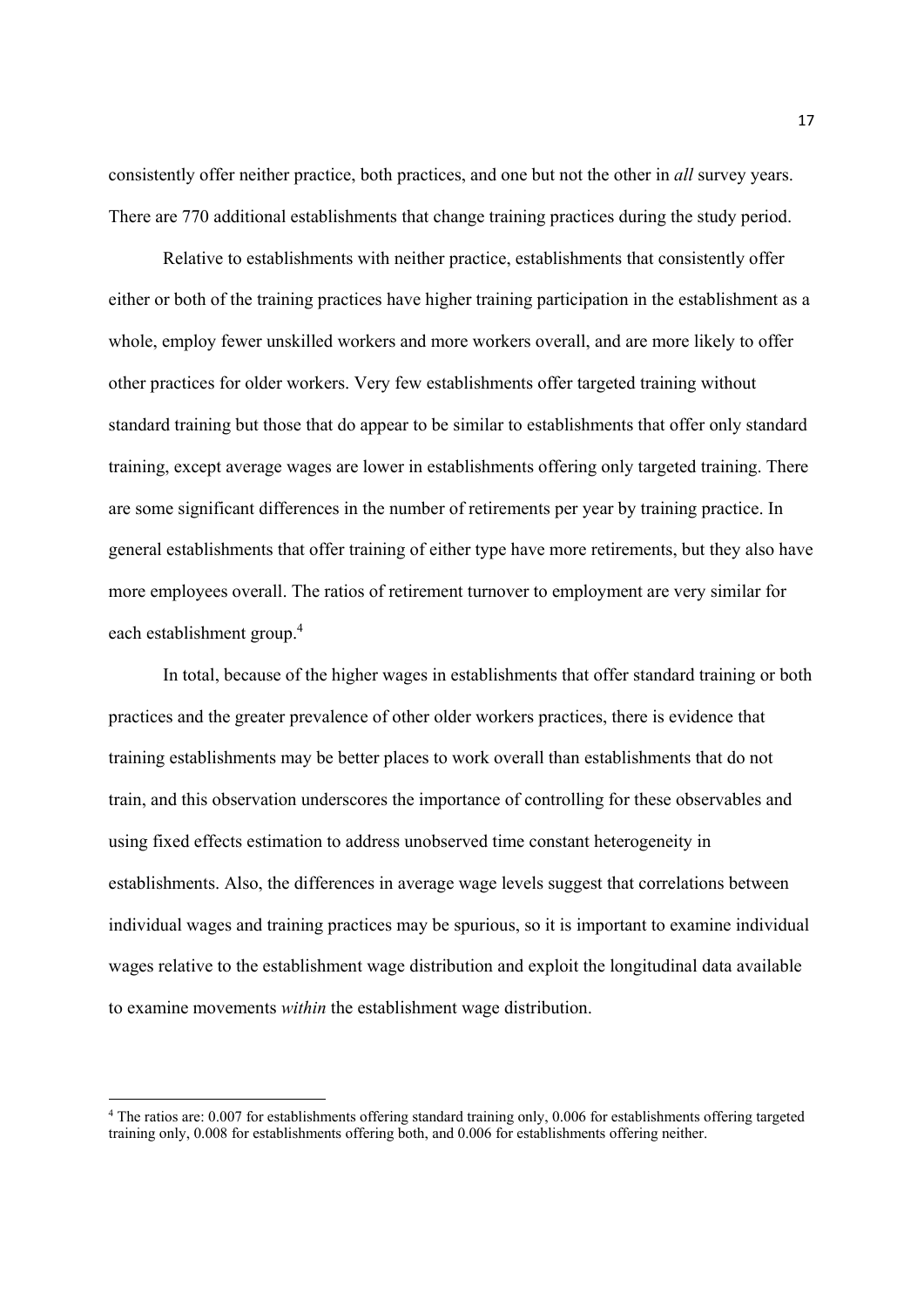consistently offer neither practice, both practices, and one but not the other in *all* survey years. There are 770 additional establishments that change training practices during the study period.

Relative to establishments with neither practice, establishments that consistently offer either or both of the training practices have higher training participation in the establishment as a whole, employ fewer unskilled workers and more workers overall, and are more likely to offer other practices for older workers. Very few establishments offer targeted training without standard training but those that do appear to be similar to establishments that offer only standard training, except average wages are lower in establishments offering only targeted training. There are some significant differences in the number of retirements per year by training practice. In general establishments that offer training of either type have more retirements, but they also have more employees overall. The ratios of retirement turnover to employment are very similar for each establishment group.[4]

In total, because of the higher wages in establishments that offer standard training or both practices and the greater prevalence of other older workers practices, there is evidence that training establishments may be better places to work overall than establishments that do not train, and this observation underscores the importance of controlling for these observables and using fixed effects estimation to address unobserved time constant heterogeneity in establishments. Also, the differences in average wage levels suggest that correlations between individual wages and training practices may be spurious, so it is important to examine individual wages relative to the establishment wage distribution and exploit the longitudinal data available to examine movements *within* the establishment wage distribution.

---

[4] The ratios are: 0.007 for establishments offering standard training only, 0.006 for establishments offering targeted training only, 0.008 for establishments offering both, and 0.006 for establishments offering neither.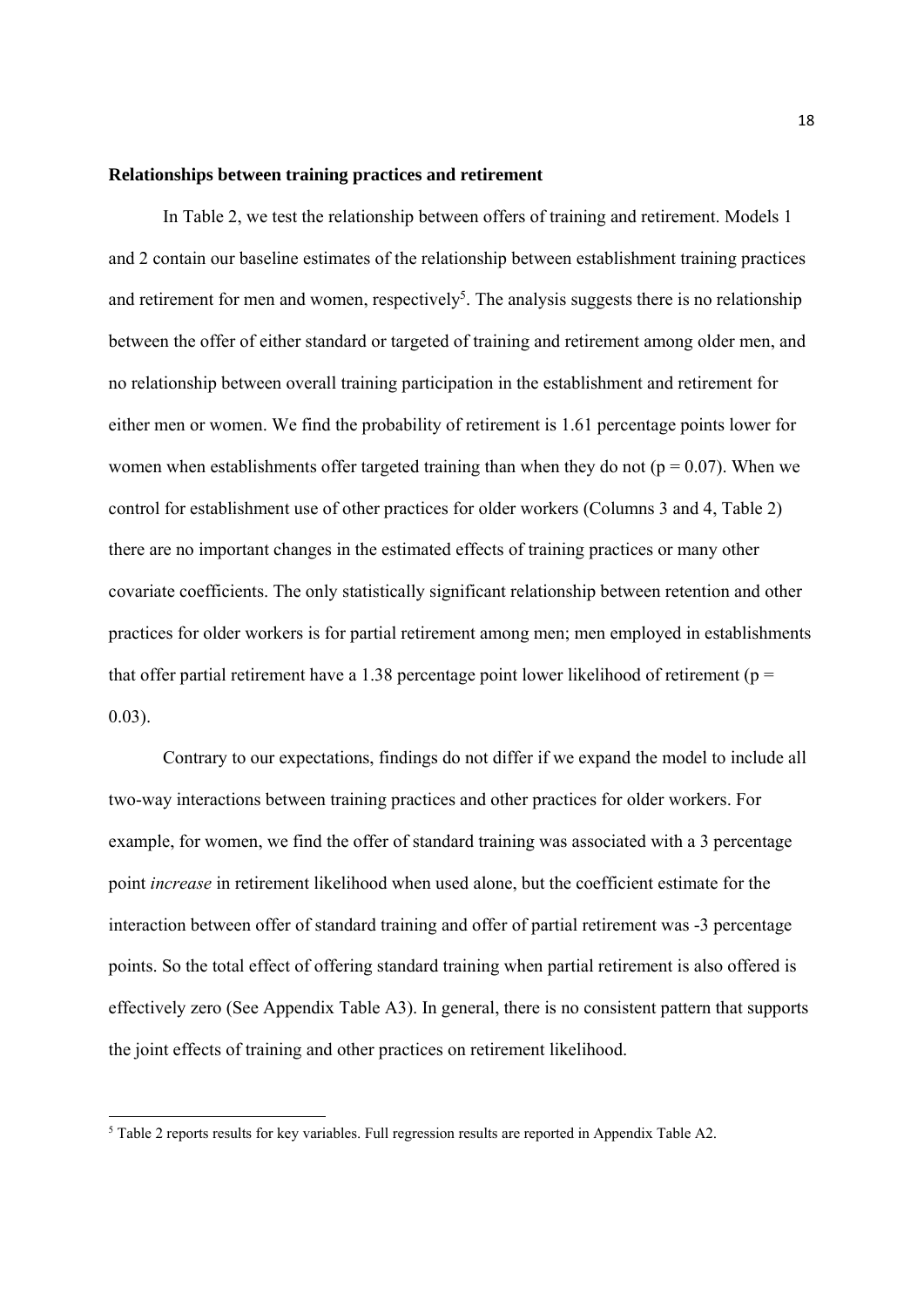**Relationships between training practices and retirement**

In Table 2, we test the relationship between offers of training and retirement. Models 1 and 2 contain our baseline estimates of the relationship between establishment training practices and retirement for men and women, respectively[5]. The analysis suggests there is no relationship between the offer of either standard or targeted of training and retirement among older men, and no relationship between overall training participation in the establishment and retirement for either men or women. We find the probability of retirement is 1.61 percentage points lower for women when establishments offer targeted training than when they do not ($p = 0.07$). When we control for establishment use of other practices for older workers (Columns 3 and 4, Table 2) there are no important changes in the estimated effects of training practices or many other covariate coefficients. The only statistically significant relationship between retention and other practices for older workers is for partial retirement among men; men employed in establishments that offer partial retirement have a 1.38 percentage point lower likelihood of retirement ($p = 0.03$).

Contrary to our expectations, findings do not differ if we expand the model to include all two-way interactions between training practices and other practices for older workers. For example, for women, we find the offer of standard training was associated with a 3 percentage point *increase* in retirement likelihood when used alone, but the coefficient estimate for the interaction between offer of standard training and offer of partial retirement was -3 percentage points. So the total effect of offering standard training when partial retirement is also offered is effectively zero (See Appendix Table A3). In general, there is no consistent pattern that supports the joint effects of training and other practices on retirement likelihood.

[5] Table 2 reports results for key variables. Full regression results are reported in Appendix Table A2.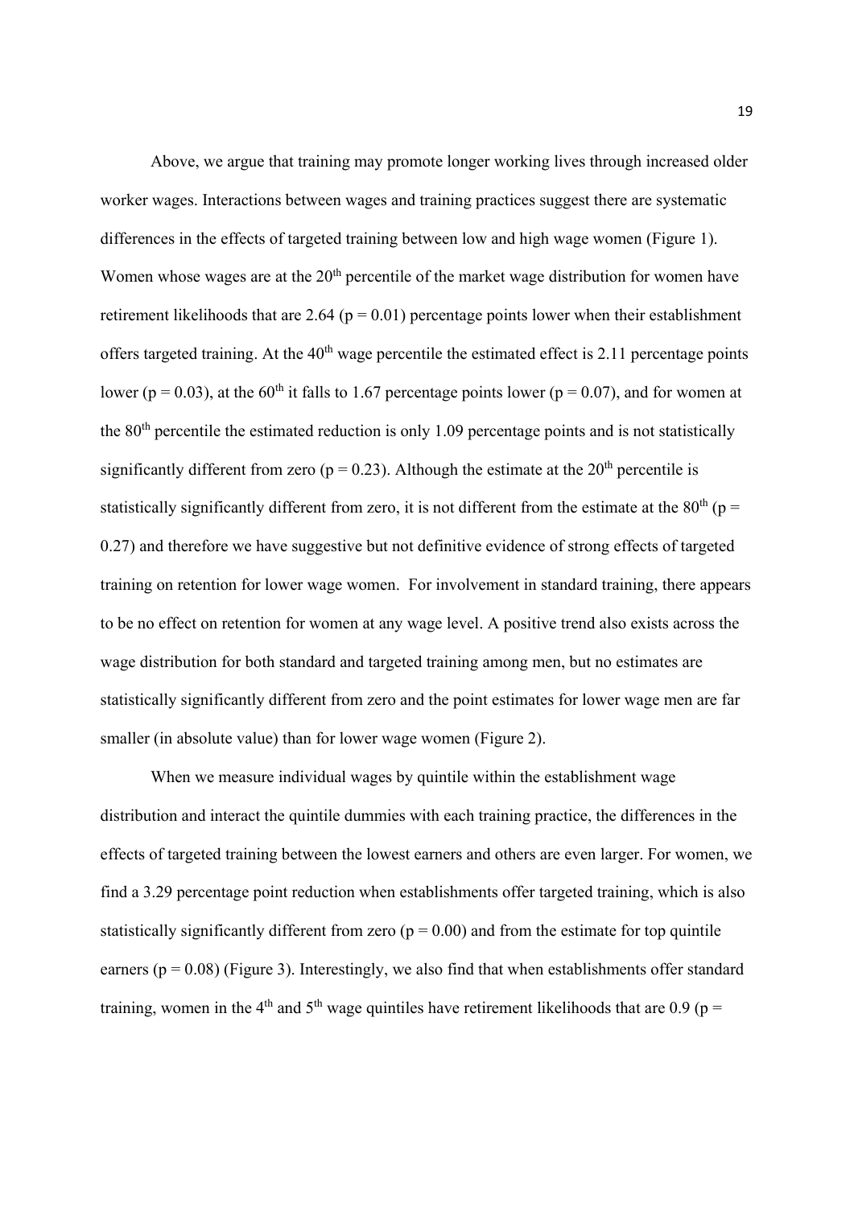Above, we argue that training may promote longer working lives through increased older worker wages. Interactions between wages and training practices suggest there are systematic differences in the effects of targeted training between low and high wage women (Figure 1). Women whose wages are at the 20th percentile of the market wage distribution for women have retirement likelihoods that are 2.64 ($p = 0.01$) percentage points lower when their establishment offers targeted training. At the 40th wage percentile the estimated effect is 2.11 percentage points lower ($p = 0.03$), at the 60th it falls to 1.67 percentage points lower ($p = 0.07$), and for women at the 80th percentile the estimated reduction is only 1.09 percentage points and is not statistically significantly different from zero ($p = 0.23$). Although the estimate at the 20th percentile is statistically significantly different from zero, it is not different from the estimate at the 80th ($p = 0.27$) and therefore we have suggestive but not definitive evidence of strong effects of targeted training on retention for lower wage women. For involvement in standard training, there appears to be no effect on retention for women at any wage level. A positive trend also exists across the wage distribution for both standard and targeted training among men, but no estimates are statistically significantly different from zero and the point estimates for lower wage men are far smaller (in absolute value) than for lower wage women (Figure 2).

When we measure individual wages by quintile within the establishment wage distribution and interact the quintile dummies with each training practice, the differences in the effects of targeted training between the lowest earners and others are even larger. For women, we find a 3.29 percentage point reduction when establishments offer targeted training, which is also statistically significantly different from zero ($p = 0.00$) and from the estimate for top quintile earners ($p = 0.08$) (Figure 3). Interestingly, we also find that when establishments offer standard training, women in the 4th and 5th wage quintiles have retirement likelihoods that are 0.9 ($p =$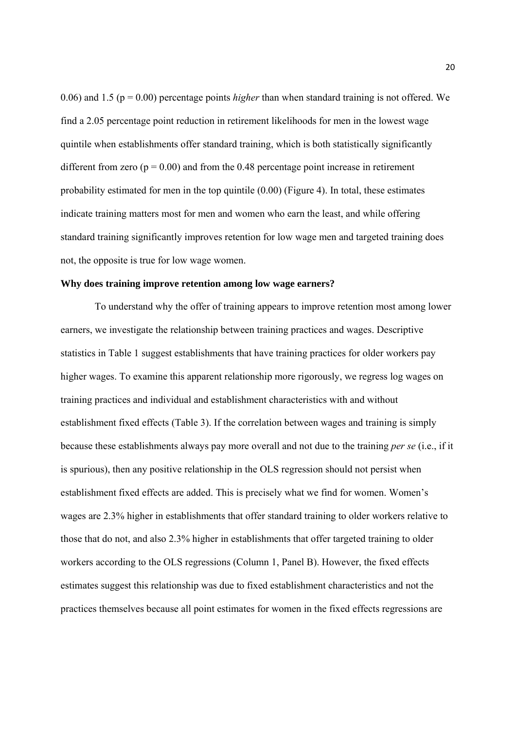0.06) and 1.5 (p = 0.00) percentage points *higher* than when standard training is not offered. We find a 2.05 percentage point reduction in retirement likelihoods for men in the lowest wage quintile when establishments offer standard training, which is both statistically significantly different from zero (p = 0.00) and from the 0.48 percentage point increase in retirement probability estimated for men in the top quintile (0.00) (Figure 4). In total, these estimates indicate training matters most for men and women who earn the least, and while offering standard training significantly improves retention for low wage men and targeted training does not, the opposite is true for low wage women.

**Why does training improve retention among low wage earners?**

To understand why the offer of training appears to improve retention most among lower earners, we investigate the relationship between training practices and wages. Descriptive statistics in Table 1 suggest establishments that have training practices for older workers pay higher wages. To examine this apparent relationship more rigorously, we regress log wages on training practices and individual and establishment characteristics with and without establishment fixed effects (Table 3). If the correlation between wages and training is simply because these establishments always pay more overall and not due to the training *per se* (i.e., if it is spurious), then any positive relationship in the OLS regression should not persist when establishment fixed effects are added. This is precisely what we find for women. Women's wages are 2.3% higher in establishments that offer standard training to older workers relative to those that do not, and also 2.3% higher in establishments that offer targeted training to older workers according to the OLS regressions (Column 1, Panel B). However, the fixed effects estimates suggest this relationship was due to fixed establishment characteristics and not the practices themselves because all point estimates for women in the fixed effects regressions are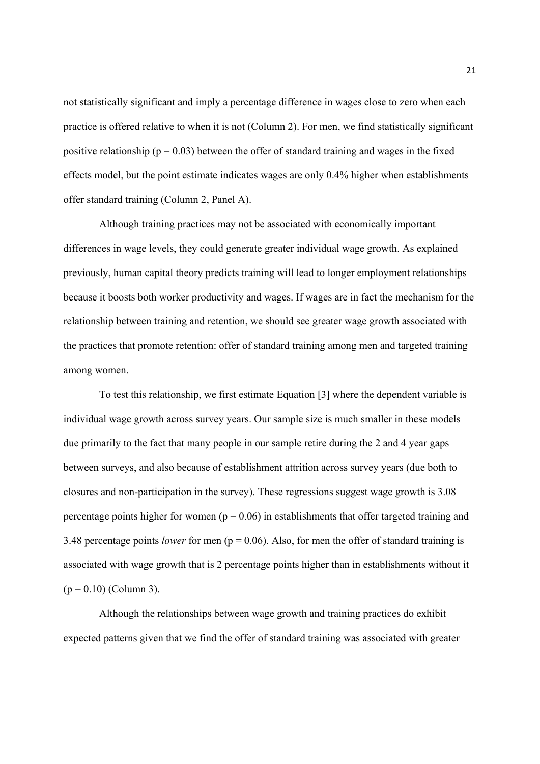not statistically significant and imply a percentage difference in wages close to zero when each practice is offered relative to when it is not (Column 2). For men, we find statistically significant positive relationship ($p = 0.03$) between the offer of standard training and wages in the fixed effects model, but the point estimate indicates wages are only 0.4% higher when establishments offer standard training (Column 2, Panel A).

Although training practices may not be associated with economically important differences in wage levels, they could generate greater individual wage growth. As explained previously, human capital theory predicts training will lead to longer employment relationships because it boosts both worker productivity and wages. If wages are in fact the mechanism for the relationship between training and retention, we should see greater wage growth associated with the practices that promote retention: offer of standard training among men and targeted training among women.

To test this relationship, we first estimate Equation [3] where the dependent variable is individual wage growth across survey years. Our sample size is much smaller in these models due primarily to the fact that many people in our sample retire during the 2 and 4 year gaps between surveys, and also because of establishment attrition across survey years (due both to closures and non-participation in the survey). These regressions suggest wage growth is 3.08 percentage points higher for women ($p = 0.06$) in establishments that offer targeted training and 3.48 percentage points *lower* for men ($p = 0.06$). Also, for men the offer of standard training is associated with wage growth that is 2 percentage points higher than in establishments without it ($p = 0.10$) (Column 3).

Although the relationships between wage growth and training practices do exhibit expected patterns given that we find the offer of standard training was associated with greater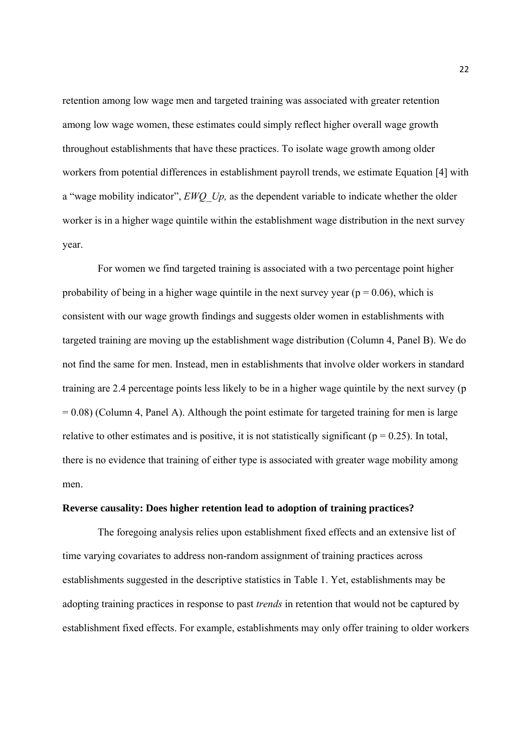retention among low wage men and targeted training was associated with greater retention among low wage women, these estimates could simply reflect higher overall wage growth throughout establishments that have these practices. To isolate wage growth among older workers from potential differences in establishment payroll trends, we estimate Equation [4] with a "wage mobility indicator", *EWQ_Up,* as the dependent variable to indicate whether the older worker is in a higher wage quintile within the establishment wage distribution in the next survey year.

For women we find targeted training is associated with a two percentage point higher probability of being in a higher wage quintile in the next survey year ($p = 0.06$), which is consistent with our wage growth findings and suggests older women in establishments with targeted training are moving up the establishment wage distribution (Column 4, Panel B). We do not find the same for men. Instead, men in establishments that involve older workers in standard training are 2.4 percentage points less likely to be in a higher wage quintile by the next survey ($p = 0.08$) (Column 4, Panel A). Although the point estimate for targeted training for men is large relative to other estimates and is positive, it is not statistically significant ($p = 0.25$). In total, there is no evidence that training of either type is associated with greater wage mobility among men.

**Reverse causality: Does higher retention lead to adoption of training practices?**

The foregoing analysis relies upon establishment fixed effects and an extensive list of time varying covariates to address non-random assignment of training practices across establishments suggested in the descriptive statistics in Table 1. Yet, establishments may be adopting training practices in response to past *trends* in retention that would not be captured by establishment fixed effects. For example, establishments may only offer training to older workers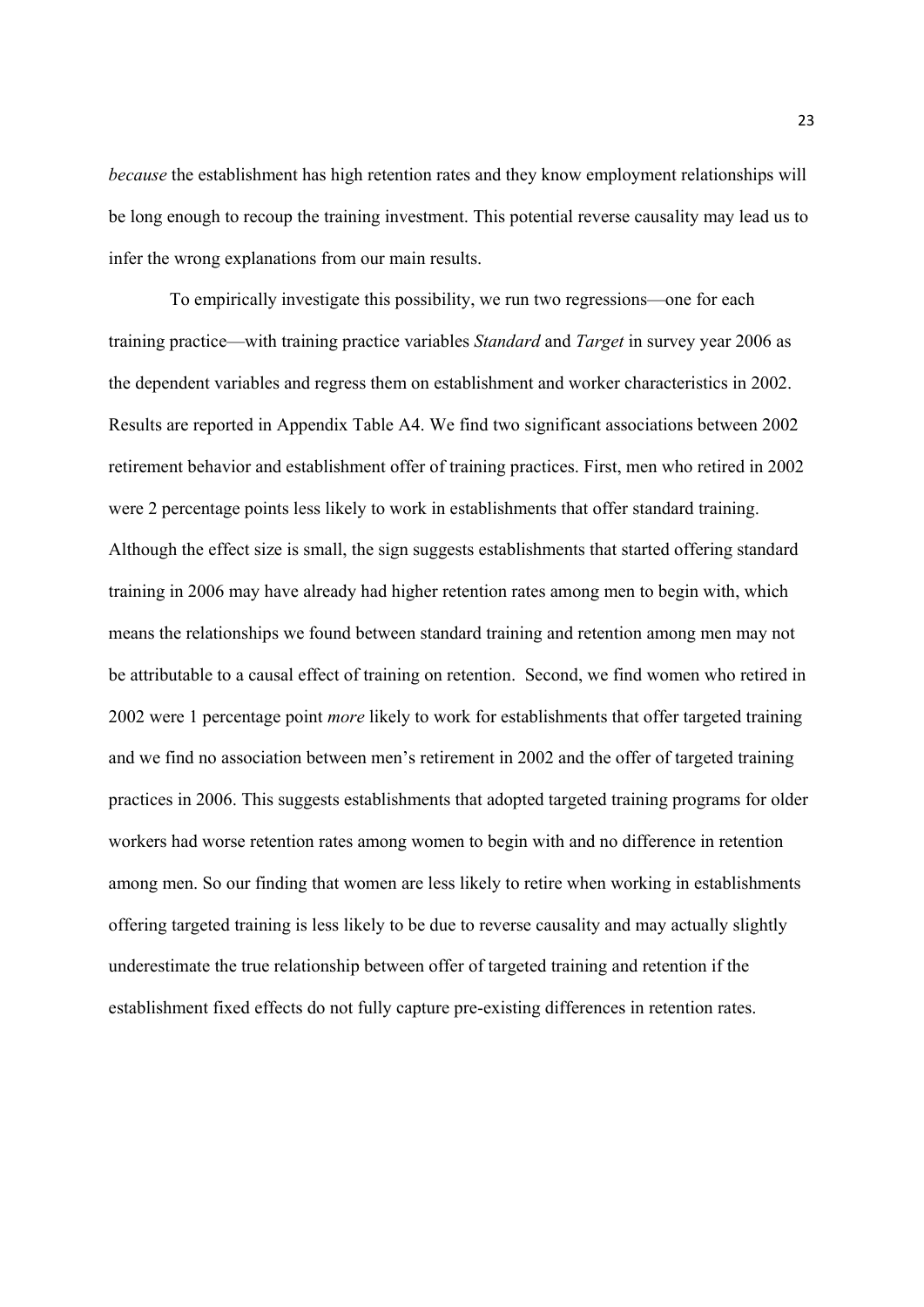*because* the establishment has high retention rates and they know employment relationships will be long enough to recoup the training investment. This potential reverse causality may lead us to infer the wrong explanations from our main results.

To empirically investigate this possibility, we run two regressions—one for each training practice—with training practice variables *Standard* and *Target* in survey year 2006 as the dependent variables and regress them on establishment and worker characteristics in 2002. Results are reported in Appendix Table A4. We find two significant associations between 2002 retirement behavior and establishment offer of training practices. First, men who retired in 2002 were 2 percentage points less likely to work in establishments that offer standard training. Although the effect size is small, the sign suggests establishments that started offering standard training in 2006 may have already had higher retention rates among men to begin with, which means the relationships we found between standard training and retention among men may not be attributable to a causal effect of training on retention. Second, we find women who retired in 2002 were 1 percentage point *more* likely to work for establishments that offer targeted training and we find no association between men's retirement in 2002 and the offer of targeted training practices in 2006. This suggests establishments that adopted targeted training programs for older workers had worse retention rates among women to begin with and no difference in retention among men. So our finding that women are less likely to retire when working in establishments offering targeted training is less likely to be due to reverse causality and may actually slightly underestimate the true relationship between offer of targeted training and retention if the establishment fixed effects do not fully capture pre-existing differences in retention rates.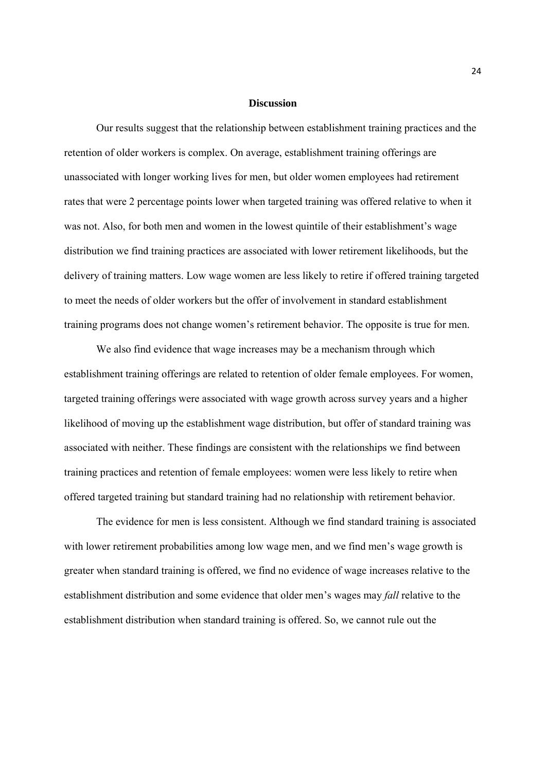## Discussion

Our results suggest that the relationship between establishment training practices and the retention of older workers is complex. On average, establishment training offerings are unassociated with longer working lives for men, but older women employees had retirement rates that were 2 percentage points lower when targeted training was offered relative to when it was not. Also, for both men and women in the lowest quintile of their establishment's wage distribution we find training practices are associated with lower retirement likelihoods, but the delivery of training matters. Low wage women are less likely to retire if offered training targeted to meet the needs of older workers but the offer of involvement in standard establishment training programs does not change women's retirement behavior. The opposite is true for men.

We also find evidence that wage increases may be a mechanism through which establishment training offerings are related to retention of older female employees. For women, targeted training offerings were associated with wage growth across survey years and a higher likelihood of moving up the establishment wage distribution, but offer of standard training was associated with neither. These findings are consistent with the relationships we find between training practices and retention of female employees: women were less likely to retire when offered targeted training but standard training had no relationship with retirement behavior.

The evidence for men is less consistent. Although we find standard training is associated with lower retirement probabilities among low wage men, and we find men's wage growth is greater when standard training is offered, we find no evidence of wage increases relative to the establishment distribution and some evidence that older men's wages may *fall* relative to the establishment distribution when standard training is offered. So, we cannot rule out the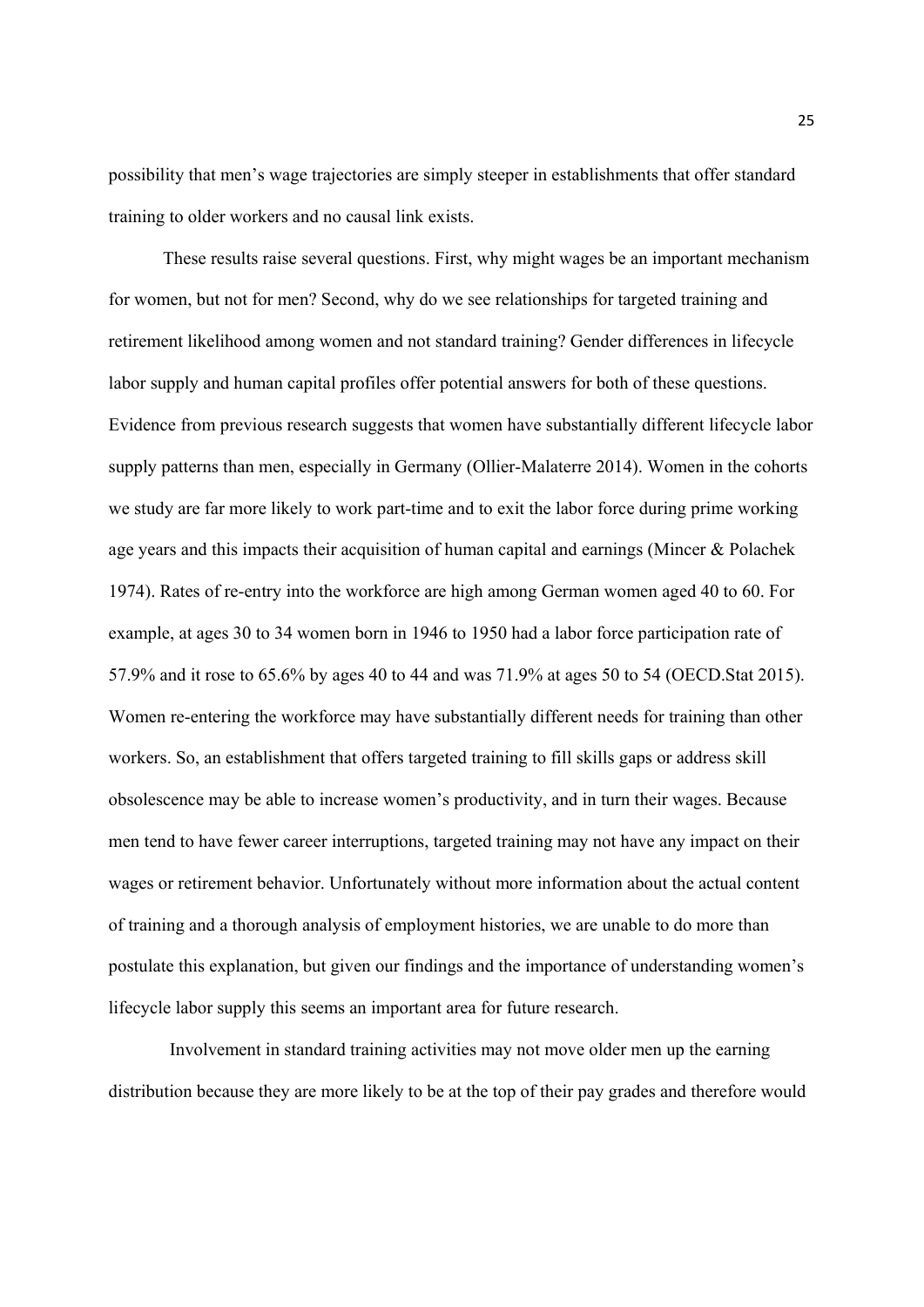possibility that men's wage trajectories are simply steeper in establishments that offer standard training to older workers and no causal link exists.

These results raise several questions. First, why might wages be an important mechanism for women, but not for men? Second, why do we see relationships for targeted training and retirement likelihood among women and not standard training? Gender differences in lifecycle labor supply and human capital profiles offer potential answers for both of these questions. Evidence from previous research suggests that women have substantially different lifecycle labor supply patterns than men, especially in Germany (Ollier-Malaterre 2014). Women in the cohorts we study are far more likely to work part-time and to exit the labor force during prime working age years and this impacts their acquisition of human capital and earnings (Mincer & Polachek 1974). Rates of re-entry into the workforce are high among German women aged 40 to 60. For example, at ages 30 to 34 women born in 1946 to 1950 had a labor force participation rate of 57.9% and it rose to 65.6% by ages 40 to 44 and was 71.9% at ages 50 to 54 (OECD.Stat 2015). Women re-entering the workforce may have substantially different needs for training than other workers. So, an establishment that offers targeted training to fill skills gaps or address skill obsolescence may be able to increase women's productivity, and in turn their wages. Because men tend to have fewer career interruptions, targeted training may not have any impact on their wages or retirement behavior. Unfortunately without more information about the actual content of training and a thorough analysis of employment histories, we are unable to do more than postulate this explanation, but given our findings and the importance of understanding women's lifecycle labor supply this seems an important area for future research.

Involvement in standard training activities may not move older men up the earning distribution because they are more likely to be at the top of their pay grades and therefore would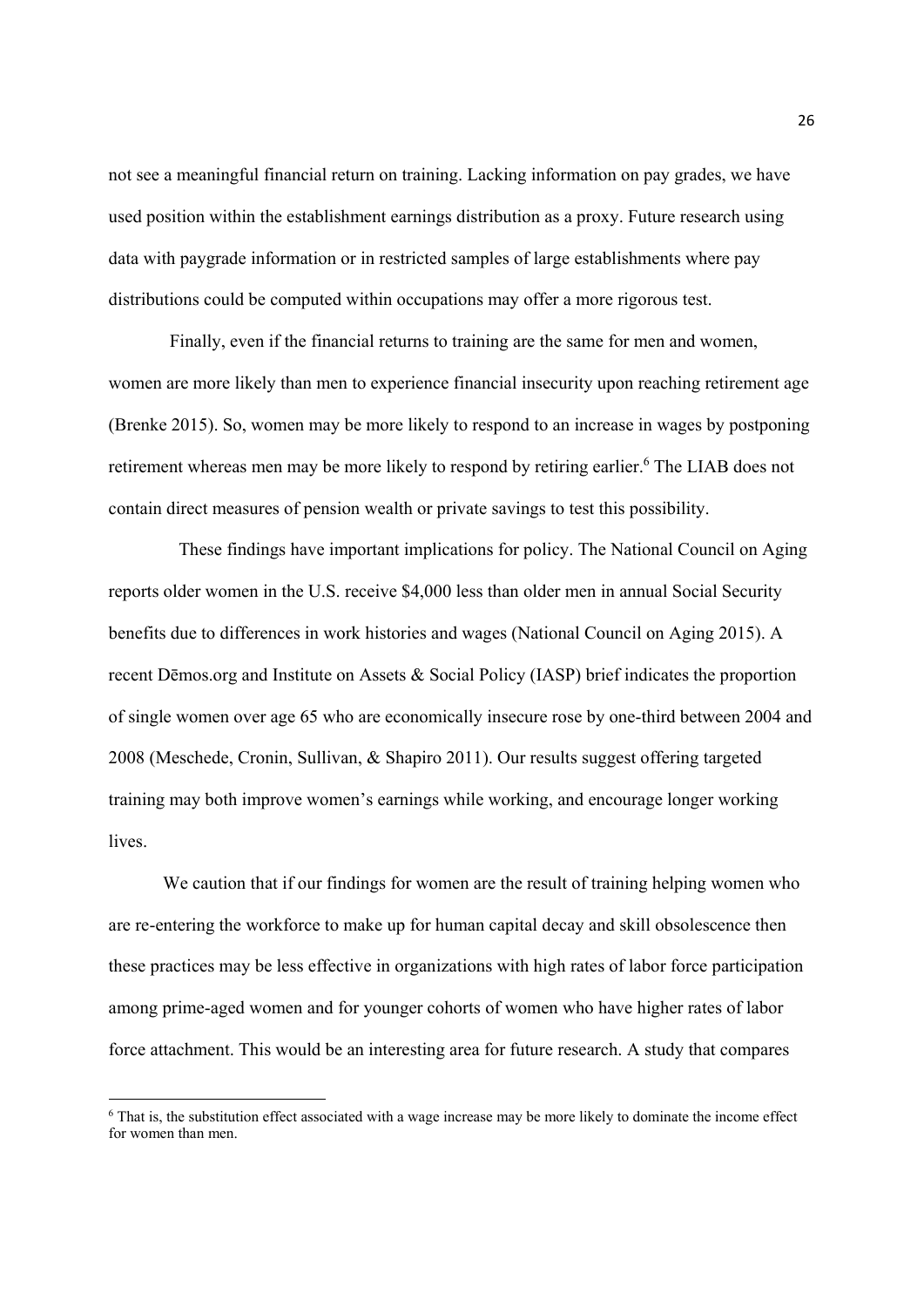not see a meaningful financial return on training. Lacking information on pay grades, we have used position within the establishment earnings distribution as a proxy. Future research using data with paygrade information or in restricted samples of large establishments where pay distributions could be computed within occupations may offer a more rigorous test.

Finally, even if the financial returns to training are the same for men and women, women are more likely than men to experience financial insecurity upon reaching retirement age (Brenke 2015). So, women may be more likely to respond to an increase in wages by postponing retirement whereas men may be more likely to respond by retiring earlier.[6] The LIAB does not contain direct measures of pension wealth or private savings to test this possibility.

These findings have important implications for policy. The National Council on Aging reports older women in the U.S. receive $4,000 less than older men in annual Social Security benefits due to differences in work histories and wages (National Council on Aging 2015). A recent Dēmos.org and Institute on Assets & Social Policy (IASP) brief indicates the proportion of single women over age 65 who are economically insecure rose by one-third between 2004 and 2008 (Meschede, Cronin, Sullivan, & Shapiro 2011). Our results suggest offering targeted training may both improve women's earnings while working, and encourage longer working lives.

We caution that if our findings for women are the result of training helping women who are re-entering the workforce to make up for human capital decay and skill obsolescence then these practices may be less effective in organizations with high rates of labor force participation among prime-aged women and for younger cohorts of women who have higher rates of labor force attachment. This would be an interesting area for future research. A study that compares

[6] That is, the substitution effect associated with a wage increase may be more likely to dominate the income effect for women than men.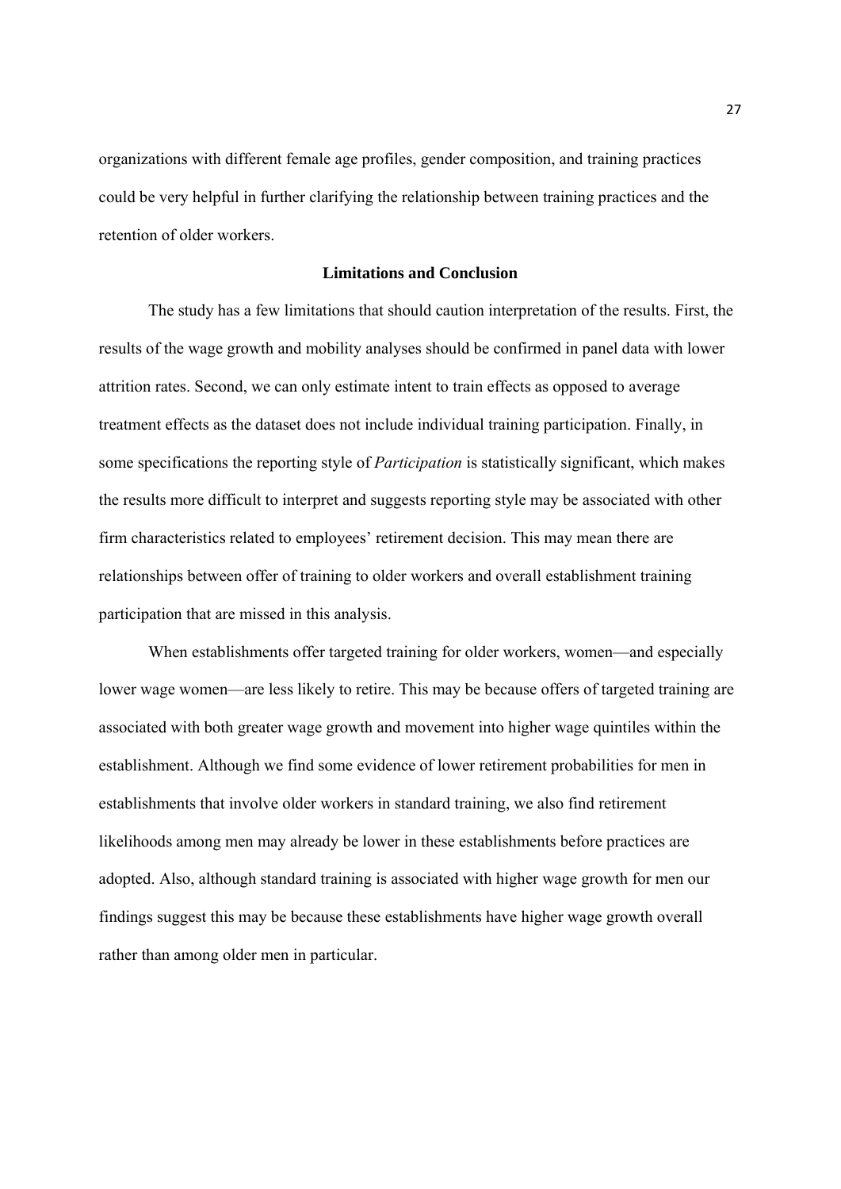organizations with different female age profiles, gender composition, and training practices could be very helpful in further clarifying the relationship between training practices and the retention of older workers.

## Limitations and Conclusion

The study has a few limitations that should caution interpretation of the results. First, the results of the wage growth and mobility analyses should be confirmed in panel data with lower attrition rates. Second, we can only estimate intent to train effects as opposed to average treatment effects as the dataset does not include individual training participation. Finally, in some specifications the reporting style of *Participation* is statistically significant, which makes the results more difficult to interpret and suggests reporting style may be associated with other firm characteristics related to employees' retirement decision. This may mean there are relationships between offer of training to older workers and overall establishment training participation that are missed in this analysis.

When establishments offer targeted training for older workers, women—and especially lower wage women—are less likely to retire. This may be because offers of targeted training are associated with both greater wage growth and movement into higher wage quintiles within the establishment. Although we find some evidence of lower retirement probabilities for men in establishments that involve older workers in standard training, we also find retirement likelihoods among men may already be lower in these establishments before practices are adopted. Also, although standard training is associated with higher wage growth for men our findings suggest this may be because these establishments have higher wage growth overall rather than among older men in particular.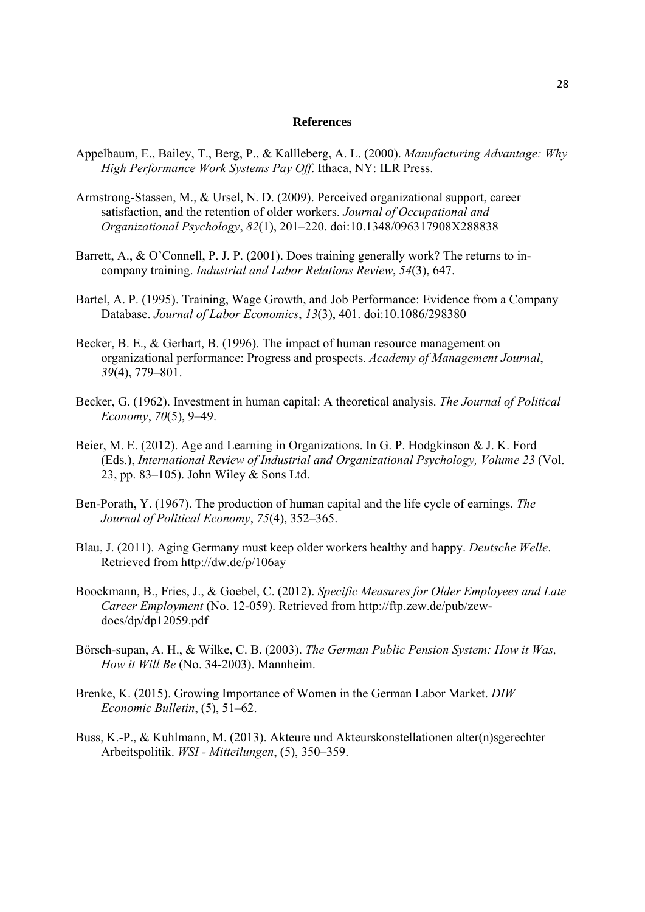## References

Appelbaum, E., Bailey, T., Berg, P., & Kallleberg, A. L. (2000). *Manufacturing Advantage: Why High Performance Work Systems Pay Off*. Ithaca, NY: ILR Press.

Armstrong-Stassen, M., & Ursel, N. D. (2009). Perceived organizational support, career satisfaction, and the retention of older workers. *Journal of Occupational and Organizational Psychology*, *82*(1), 201–220. doi:10.1348/096317908X288838

Barrett, A., & O'Connell, P. J. P. (2001). Does training generally work? The returns to in-company training. *Industrial and Labor Relations Review*, *54*(3), 647.

Bartel, A. P. (1995). Training, Wage Growth, and Job Performance: Evidence from a Company Database. *Journal of Labor Economics*, *13*(3), 401. doi:10.1086/298380

Becker, B. E., & Gerhart, B. (1996). The impact of human resource management on organizational performance: Progress and prospects. *Academy of Management Journal*, *39*(4), 779–801.

Becker, G. (1962). Investment in human capital: A theoretical analysis. *The Journal of Political Economy*, *70*(5), 9–49.

Beier, M. E. (2012). Age and Learning in Organizations. In G. P. Hodgkinson & J. K. Ford (Eds.), *International Review of Industrial and Organizational Psychology, Volume 23* (Vol. 23, pp. 83–105). John Wiley & Sons Ltd.

Ben-Porath, Y. (1967). The production of human capital and the life cycle of earnings. *The Journal of Political Economy*, *75*(4), 352–365.

Blau, J. (2011). Aging Germany must keep older workers healthy and happy. *Deutsche Welle*. Retrieved from http://dw.de/p/106ay

Boockmann, B., Fries, J., & Goebel, C. (2012). *Specific Measures for Older Employees and Late Career Employment* (No. 12-059). Retrieved from http://ftp.zew.de/pub/zew-docs/dp/dp12059.pdf

Börsch-supan, A. H., & Wilke, C. B. (2003). *The German Public Pension System: How it Was, How it Will Be* (No. 34-2003). Mannheim.

Brenke, K. (2015). Growing Importance of Women in the German Labor Market. *DIW Economic Bulletin*, (5), 51–62.

Buss, K.-P., & Kuhlmann, M. (2013). Akteure und Akteurskonstellationen alter(n)sgerechter Arbeitspolitik. *WSI - Mitteilungen*, (5), 350–359.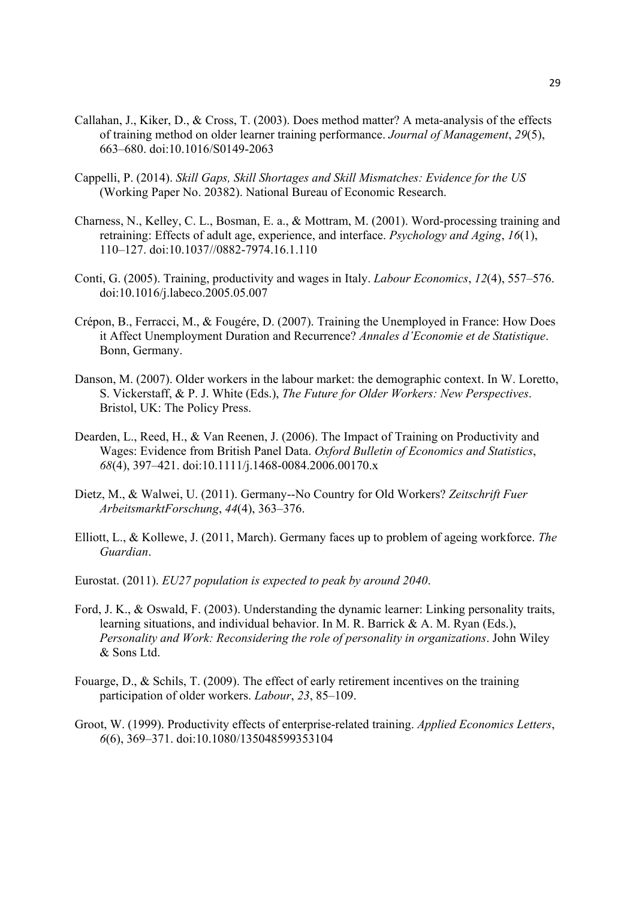Callahan, J., Kiker, D., & Cross, T. (2003). Does method matter? A meta-analysis of the effects of training method on older learner training performance. *Journal of Management*, *29*(5), 663–680. doi:10.1016/S0149-2063

Cappelli, P. (2014). *Skill Gaps, Skill Shortages and Skill Mismatches: Evidence for the US* (Working Paper No. 20382). National Bureau of Economic Research.

Charness, N., Kelley, C. L., Bosman, E. a., & Mottram, M. (2001). Word-processing training and retraining: Effects of adult age, experience, and interface. *Psychology and Aging*, *16*(1), 110–127. doi:10.1037//0882-7974.16.1.110

Conti, G. (2005). Training, productivity and wages in Italy. *Labour Economics*, *12*(4), 557–576. doi:10.1016/j.labeco.2005.05.007

Crépon, B., Ferracci, M., & Fougére, D. (2007). Training the Unemployed in France: How Does it Affect Unemployment Duration and Recurrence? *Annales d'Economie et de Statistique*. Bonn, Germany.

Danson, M. (2007). Older workers in the labour market: the demographic context. In W. Loretto, S. Vickerstaff, & P. J. White (Eds.), *The Future for Older Workers: New Perspectives*. Bristol, UK: The Policy Press.

Dearden, L., Reed, H., & Van Reenen, J. (2006). The Impact of Training on Productivity and Wages: Evidence from British Panel Data. *Oxford Bulletin of Economics and Statistics*, *68*(4), 397–421. doi:10.1111/j.1468-0084.2006.00170.x

Dietz, M., & Walwei, U. (2011). Germany--No Country for Old Workers? *Zeitschrift Fuer ArbeitsmarktForschung*, *44*(4), 363–376.

Elliott, L., & Kollewe, J. (2011, March). Germany faces up to problem of ageing workforce. *The Guardian*.

Eurostat. (2011). *EU27 population is expected to peak by around 2040*.

Ford, J. K., & Oswald, F. (2003). Understanding the dynamic learner: Linking personality traits, learning situations, and individual behavior. In M. R. Barrick & A. M. Ryan (Eds.), *Personality and Work: Reconsidering the role of personality in organizations*. John Wiley & Sons Ltd.

Fouarge, D., & Schils, T. (2009). The effect of early retirement incentives on the training participation of older workers. *Labour*, *23*, 85–109.

Groot, W. (1999). Productivity effects of enterprise-related training. *Applied Economics Letters*, *6*(6), 369–371. doi:10.1080/135048599353104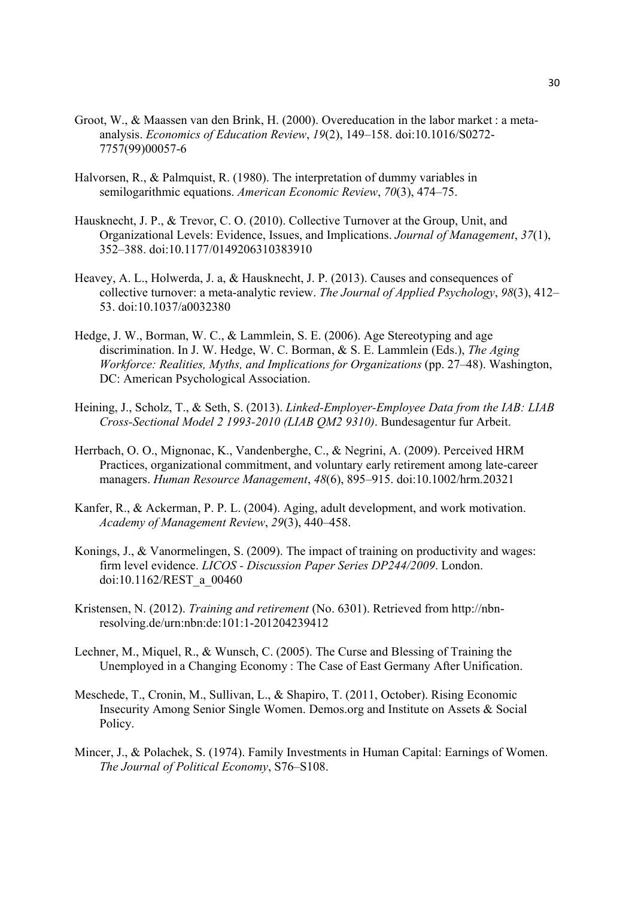Groot, W., & Maassen van den Brink, H. (2000). Overeducation in the labor market : a meta-analysis. *Economics of Education Review*, *19*(2), 149–158. doi:10.1016/S0272-7757(99)00057-6

Halvorsen, R., & Palmquist, R. (1980). The interpretation of dummy variables in semilogarithmic equations. *American Economic Review*, *70*(3), 474–75.

Hausknecht, J. P., & Trevor, C. O. (2010). Collective Turnover at the Group, Unit, and Organizational Levels: Evidence, Issues, and Implications. *Journal of Management*, *37*(1), 352–388. doi:10.1177/0149206310383910

Heavey, A. L., Holwerda, J. a, & Hausknecht, J. P. (2013). Causes and consequences of collective turnover: a meta-analytic review. *The Journal of Applied Psychology*, *98*(3), 412–53. doi:10.1037/a0032380

Hedge, J. W., Borman, W. C., & Lammlein, S. E. (2006). Age Stereotyping and age discrimination. In J. W. Hedge, W. C. Borman, & S. E. Lammlein (Eds.), *The Aging Workforce: Realities, Myths, and Implications for Organizations* (pp. 27–48). Washington, DC: American Psychological Association.

Heining, J., Scholz, T., & Seth, S. (2013). *Linked-Employer-Employee Data from the IAB: LIAB Cross-Sectional Model 2 1993-2010 (LIAB QM2 9310)*. Bundesagentur fur Arbeit.

Herrbach, O. O., Mignonac, K., Vandenberghe, C., & Negrini, A. (2009). Perceived HRM Practices, organizational commitment, and voluntary early retirement among late-career managers. *Human Resource Management*, *48*(6), 895–915. doi:10.1002/hrm.20321

Kanfer, R., & Ackerman, P. P. L. (2004). Aging, adult development, and work motivation. *Academy of Management Review*, *29*(3), 440–458.

Konings, J., & Vanormelingen, S. (2009). The impact of training on productivity and wages: firm level evidence. *LICOS - Discussion Paper Series DP244/2009*. London. doi:10.1162/REST_a_00460

Kristensen, N. (2012). *Training and retirement* (No. 6301). Retrieved from http://nbn-resolving.de/urn:nbn:de:101:1-201204239412

Lechner, M., Miquel, R., & Wunsch, C. (2005). The Curse and Blessing of Training the Unemployed in a Changing Economy : The Case of East Germany After Unification.

Meschede, T., Cronin, M., Sullivan, L., & Shapiro, T. (2011, October). Rising Economic Insecurity Among Senior Single Women. Demos.org and Institute on Assets & Social Policy.

Mincer, J., & Polachek, S. (1974). Family Investments in Human Capital: Earnings of Women. *The Journal of Political Economy*, S76–S108.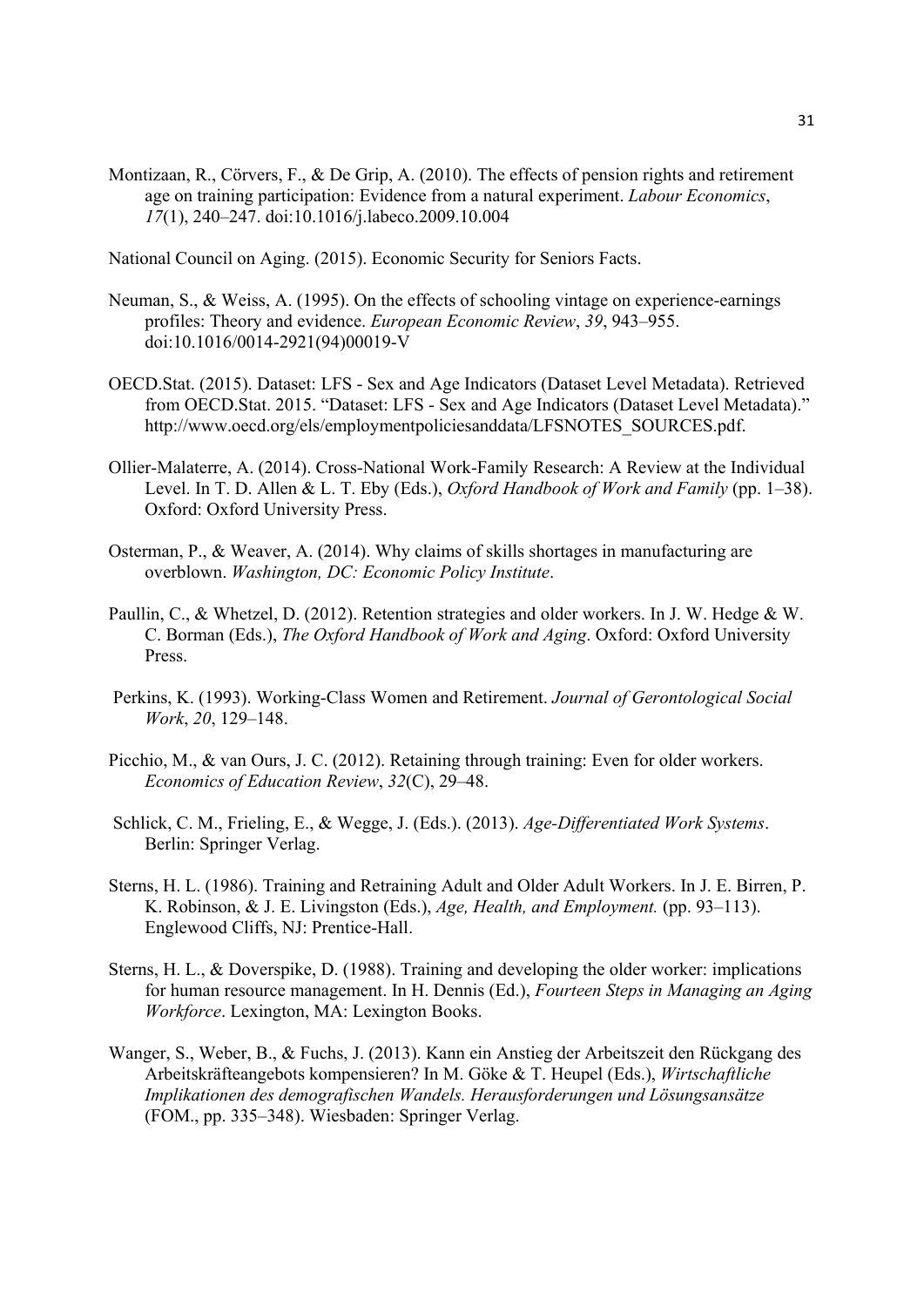Montizaan, R., Cörvers, F., & De Grip, A. (2010). The effects of pension rights and retirement age on training participation: Evidence from a natural experiment. *Labour Economics*, *17*(1), 240–247. doi:10.1016/j.labeco.2009.10.004

National Council on Aging. (2015). Economic Security for Seniors Facts.

Neuman, S., & Weiss, A. (1995). On the effects of schooling vintage on experience-earnings profiles: Theory and evidence. *European Economic Review*, *39*, 943–955. doi:10.1016/0014-2921(94)00019-V

OECD.Stat. (2015). Dataset: LFS - Sex and Age Indicators (Dataset Level Metadata). Retrieved from OECD.Stat. 2015. "Dataset: LFS - Sex and Age Indicators (Dataset Level Metadata)." http://www.oecd.org/els/employmentpoliciesanddata/LFSNOTES_SOURCES.pdf.

Ollier-Malaterre, A. (2014). Cross-National Work-Family Research: A Review at the Individual Level. In T. D. Allen & L. T. Eby (Eds.), *Oxford Handbook of Work and Family* (pp. 1–38). Oxford: Oxford University Press.

Osterman, P., & Weaver, A. (2014). Why claims of skills shortages in manufacturing are overblown. *Washington, DC: Economic Policy Institute*.

Paullin, C., & Whetzel, D. (2012). Retention strategies and older workers. In J. W. Hedge & W. C. Borman (Eds.), *The Oxford Handbook of Work and Aging*. Oxford: Oxford University Press.

Perkins, K. (1993). Working-Class Women and Retirement. *Journal of Gerontological Social Work*, *20*, 129–148.

Picchio, M., & van Ours, J. C. (2012). Retaining through training: Even for older workers. *Economics of Education Review*, *32*(C), 29–48.

Schlick, C. M., Frieling, E., & Wegge, J. (Eds.). (2013). *Age-Differentiated Work Systems*. Berlin: Springer Verlag.

Sterns, H. L. (1986). Training and Retraining Adult and Older Adult Workers. In J. E. Birren, P. K. Robinson, & J. E. Livingston (Eds.), *Age, Health, and Employment.* (pp. 93–113). Englewood Cliffs, NJ: Prentice-Hall.

Sterns, H. L., & Doverspike, D. (1988). Training and developing the older worker: implications for human resource management. In H. Dennis (Ed.), *Fourteen Steps in Managing an Aging Workforce*. Lexington, MA: Lexington Books.

Wanger, S., Weber, B., & Fuchs, J. (2013). Kann ein Anstieg der Arbeitszeit den Rückgang des Arbeitskräfteangebots kompensieren? In M. Göke & T. Heupel (Eds.), *Wirtschaftliche Implikationen des demografischen Wandels. Herausforderungen und Lösungsansätze* (FOM., pp. 335–348). Wiesbaden: Springer Verlag.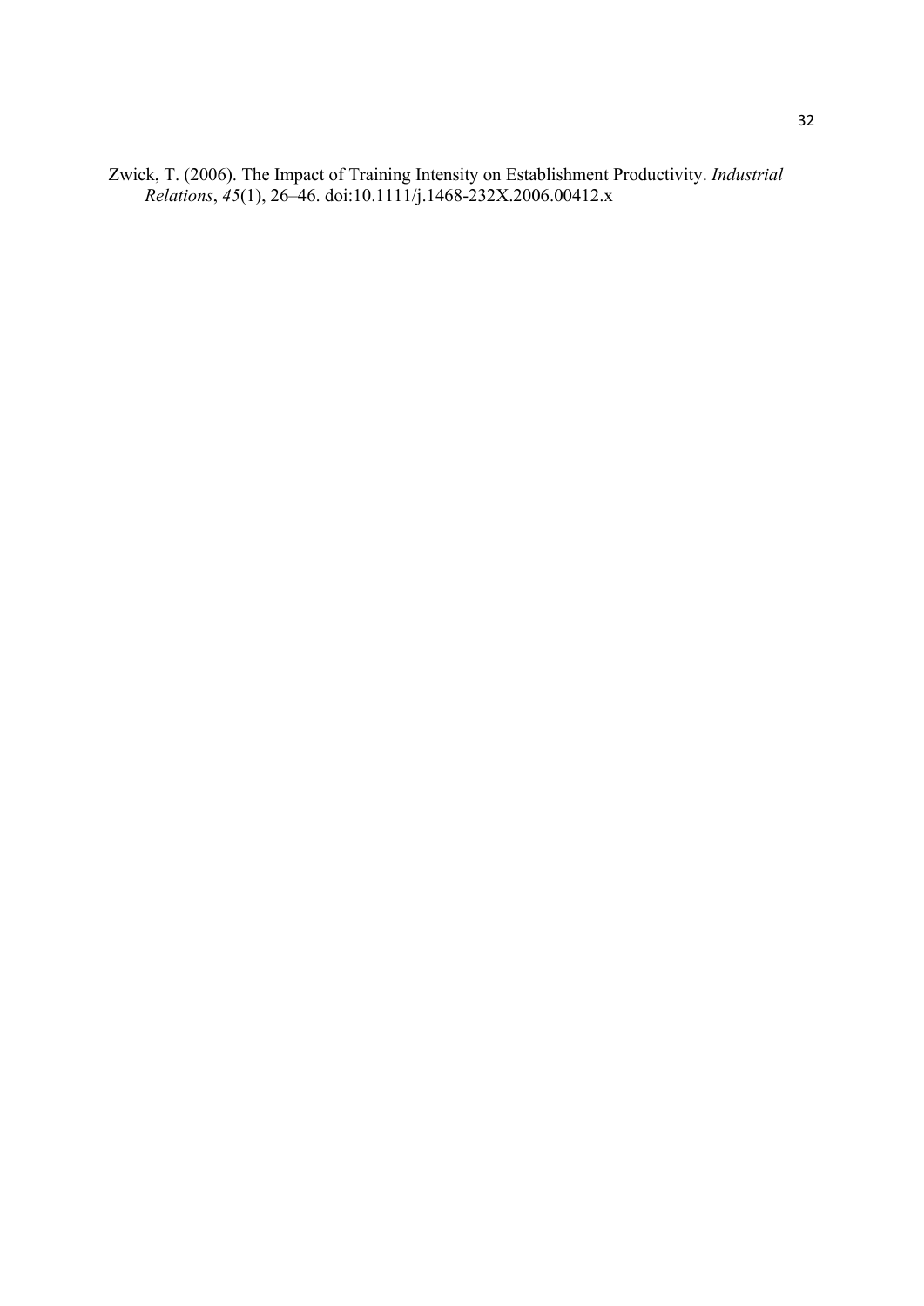Zwick, T. (2006). The Impact of Training Intensity on Establishment Productivity. *Industrial Relations*, *45*(1), 26–46. doi:10.1111/j.1468-232X.2006.00412.x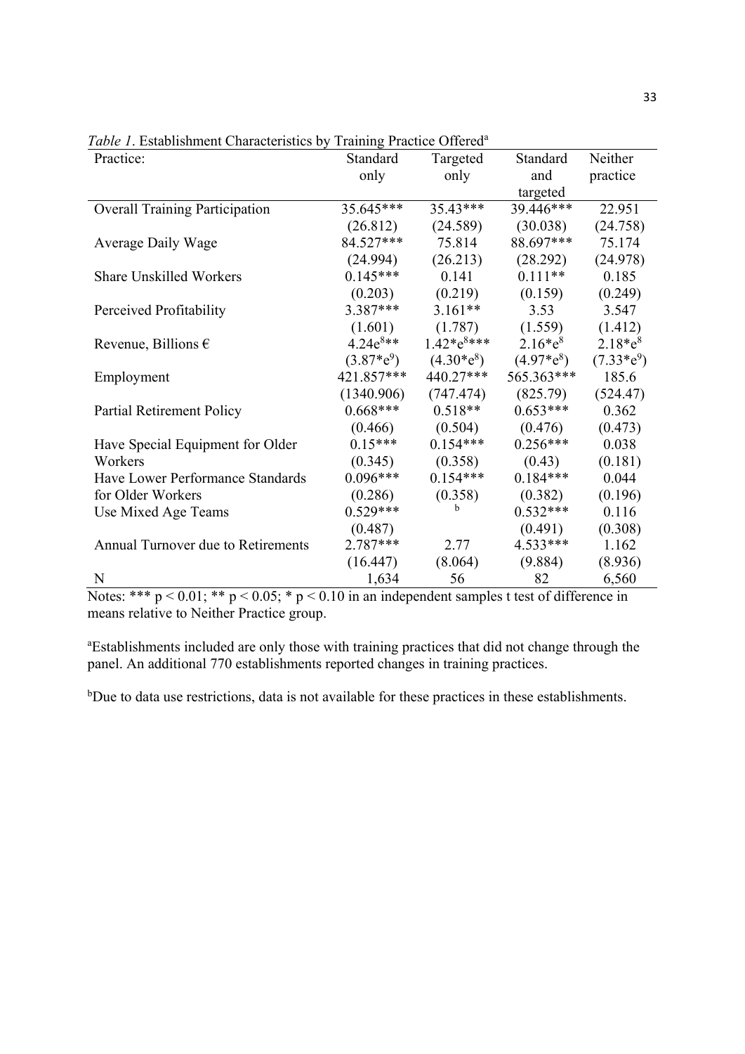*Table 1*. Establishment Characteristics by Training Practice Offered[a]

| Practice: | Standard only | Targeted only | Standard and targeted | Neither practice |
|---|---|---|---|---|
| Overall Training Participation | 35.645*** | 35.43*** | 39.446*** | 22.951 |
| | (26.812) | (24.589) | (30.038) | (24.758) |
| Average Daily Wage | 84.527*** | 75.814 | 88.697*** | 75.174 |
| | (24.994) | (26.213) | (28.292) | (24.978) |
| Share Unskilled Workers | 0.145*** | 0.141 | 0.111** | 0.185 |
| | (0.203) | (0.219) | (0.159) | (0.249) |
| Perceived Profitability | 3.387*** | 3.161** | 3.53 | 3.547 |
| | (1.601) | (1.787) | (1.559) | (1.412) |
| Revenue, Billions € | $4.24e^{8}$** | $1.42*e^{8}$*** | $2.16*e^{8}$ | $2.18*e^{8}$ |
| | $(3.87*e^{9})$ | $(4.30*e^{8})$ | $(4.97*e^{8})$ | $(7.33*e^{9})$ |
| Employment | 421.857*** | 440.27*** | 565.363*** | 185.6 |
| | (1340.906) | (747.474) | (825.79) | (524.47) |
| Partial Retirement Policy | 0.668*** | 0.518** | 0.653*** | 0.362 |
| | (0.466) | (0.504) | (0.476) | (0.473) |
| Have Special Equipment for Older Workers | 0.15*** | 0.154*** | 0.256*** | 0.038 |
| | (0.345) | (0.358) | (0.43) | (0.181) |
| Have Lower Performance Standards for Older Workers | 0.096*** | 0.154*** | 0.184*** | 0.044 |
| | (0.286) | (0.358) | (0.382) | (0.196) |
| Use Mixed Age Teams | 0.529*** | [b] | 0.532*** | 0.116 |
| | (0.487) | | (0.491) | (0.308) |
| Annual Turnover due to Retirements | 2.787*** | 2.77 | 4.533*** | 1.162 |
| | (16.447) | (8.064) | (9.884) | (8.936) |
| N | 1,634 | 56 | 82 | 6,560 |

Notes: *** $p < 0.01$; ** $p < 0.05$; * $p < 0.10$ in an independent samples t test of difference in means relative to Neither Practice group.

[a]Establishments included are only those with training practices that did not change through the panel. An additional 770 establishments reported changes in training practices.

[b]Due to data use restrictions, data is not available for these practices in these establishments.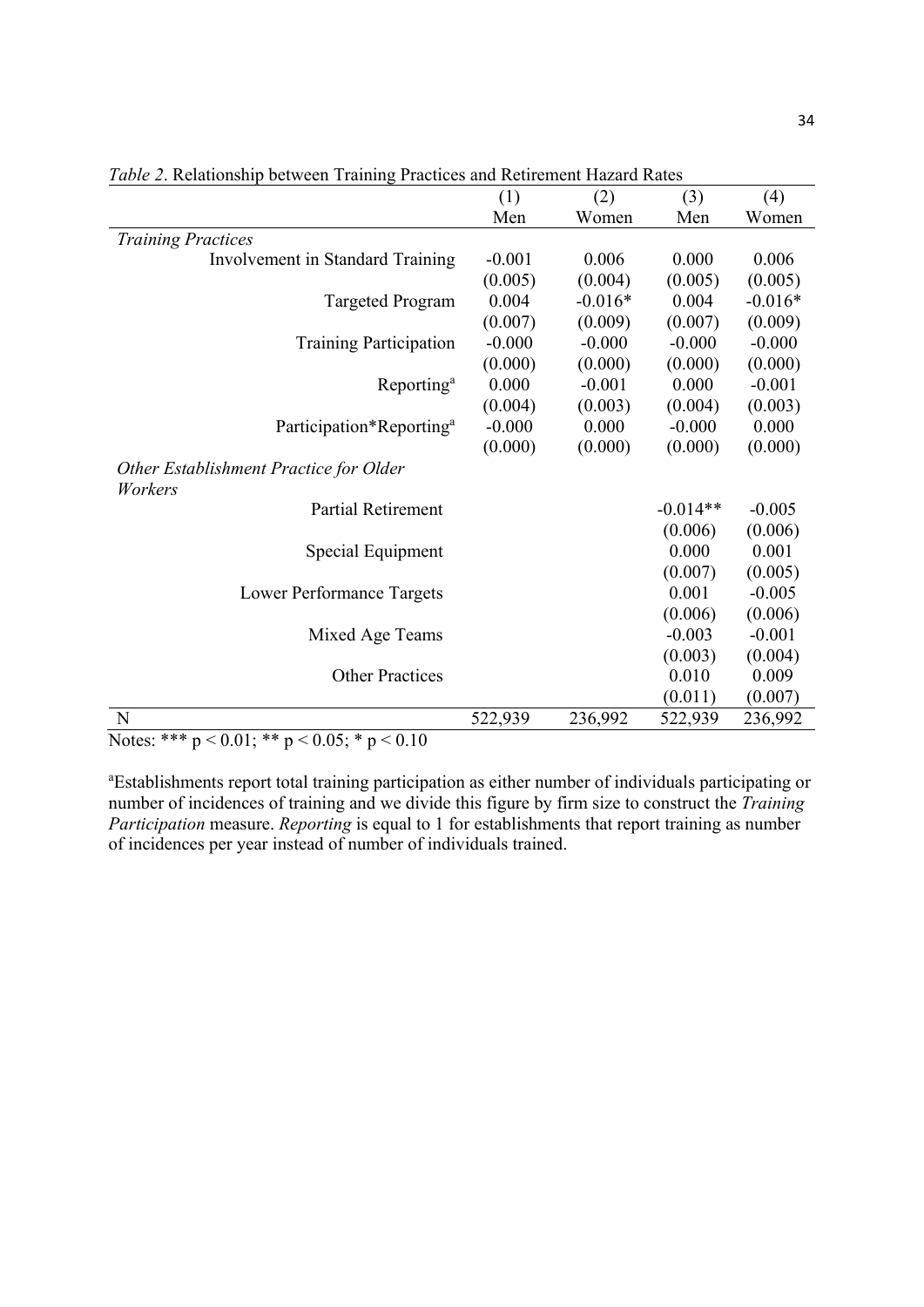*Table 2*. Relationship between Training Practices and Retirement Hazard Rates

| | (1) | (2) | (3) | (4) |
|---|---|---|---|---|
| | Men | Women | Men | Women |
| *Training Practices* | | | | |
| Involvement in Standard Training | -0.001 | 0.006 | 0.000 | 0.006 |
| | (0.005) | (0.004) | (0.005) | (0.005) |
| Targeted Program | 0.004 | -0.016* | 0.004 | -0.016* |
| | (0.007) | (0.009) | (0.007) | (0.009) |
| Training Participation | -0.000 | -0.000 | -0.000 | -0.000 |
| | (0.000) | (0.000) | (0.000) | (0.000) |
| Reporting[a] | 0.000 | -0.001 | 0.000 | -0.001 |
| | (0.004) | (0.003) | (0.004) | (0.003) |
| Participation*Reporting[a] | -0.000 | 0.000 | -0.000 | 0.000 |
| | (0.000) | (0.000) | (0.000) | (0.000) |
| *Other Establishment Practice for Older Workers* | | | | |
| Partial Retirement | | | -0.014** | -0.005 |
| | | | (0.006) | (0.006) |
| Special Equipment | | | 0.000 | 0.001 |
| | | | (0.007) | (0.005) |
| Lower Performance Targets | | | 0.001 | -0.005 |
| | | | (0.006) | (0.006) |
| Mixed Age Teams | | | -0.003 | -0.001 |
| | | | (0.003) | (0.004) |
| Other Practices | | | 0.010 | 0.009 |
| | | | (0.011) | (0.007) |
| N | 522,939 | 236,992 | 522,939 | 236,992 |

Notes: *** $p < 0.01$; ** $p < 0.05$; * $p < 0.10$

[a]Establishments report total training participation as either number of individuals participating or number of incidences of training and we divide this figure by firm size to construct the *Training Participation* measure. *Reporting* is equal to 1 for establishments that report training as number of incidences per year instead of number of individuals trained.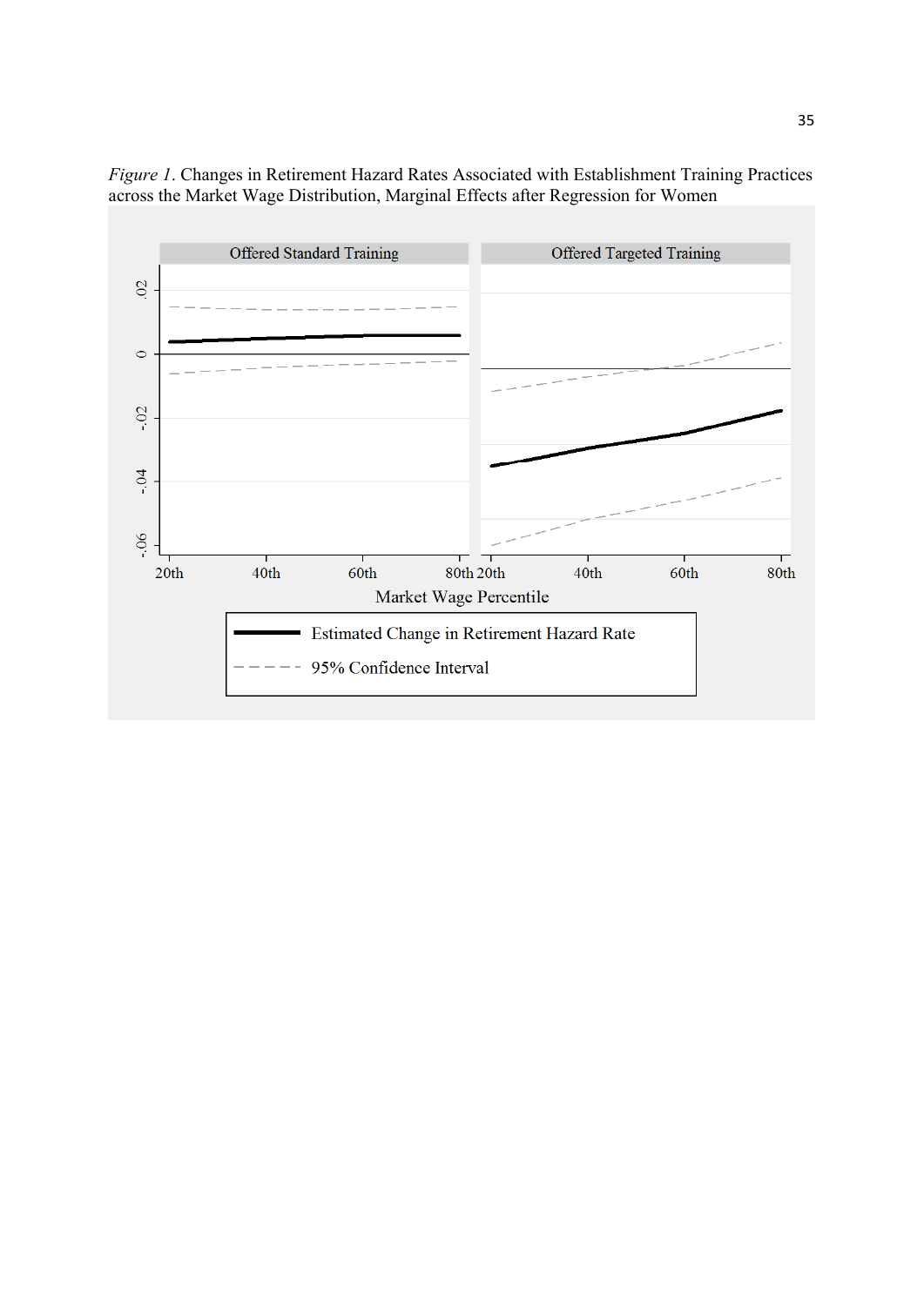*Figure 1*. Changes in Retirement Hazard Rates Associated with Establishment Training Practices across the Market Wage Distribution, Marginal Effects after Regression for Women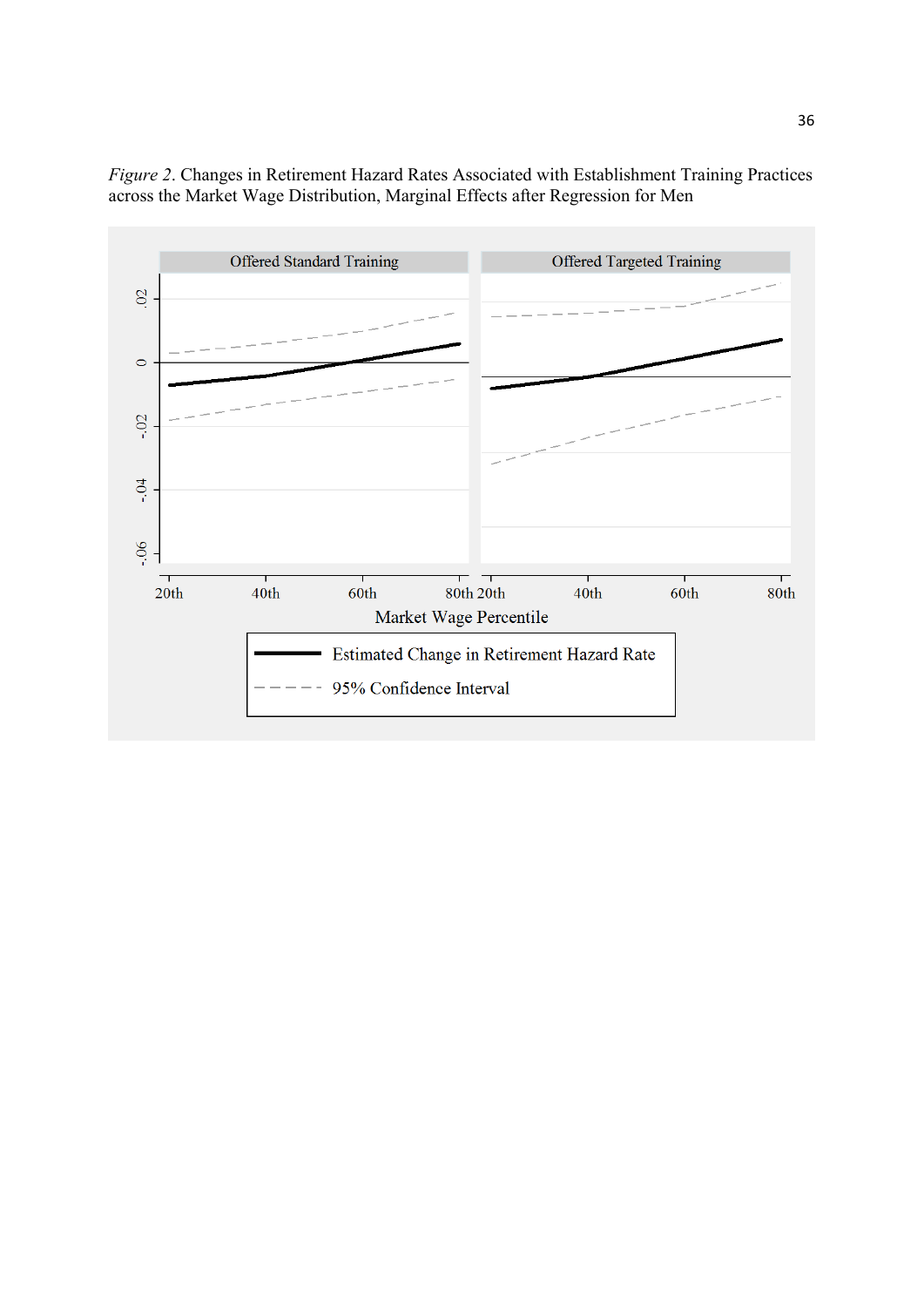*Figure 2*. Changes in Retirement Hazard Rates Associated with Establishment Training Practices across the Market Wage Distribution, Marginal Effects after Regression for Men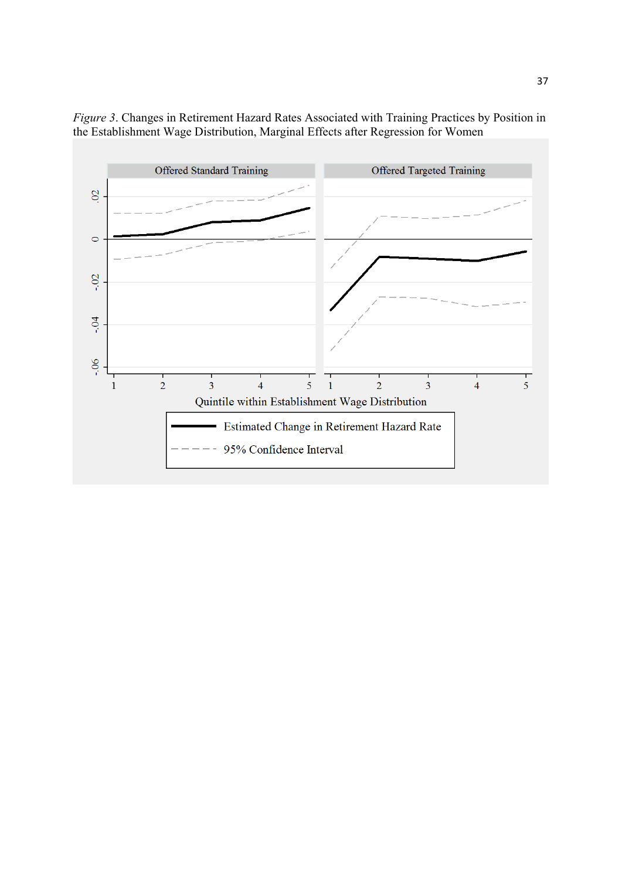*Figure 3*. Changes in Retirement Hazard Rates Associated with Training Practices by Position in the Establishment Wage Distribution, Marginal Effects after Regression for Women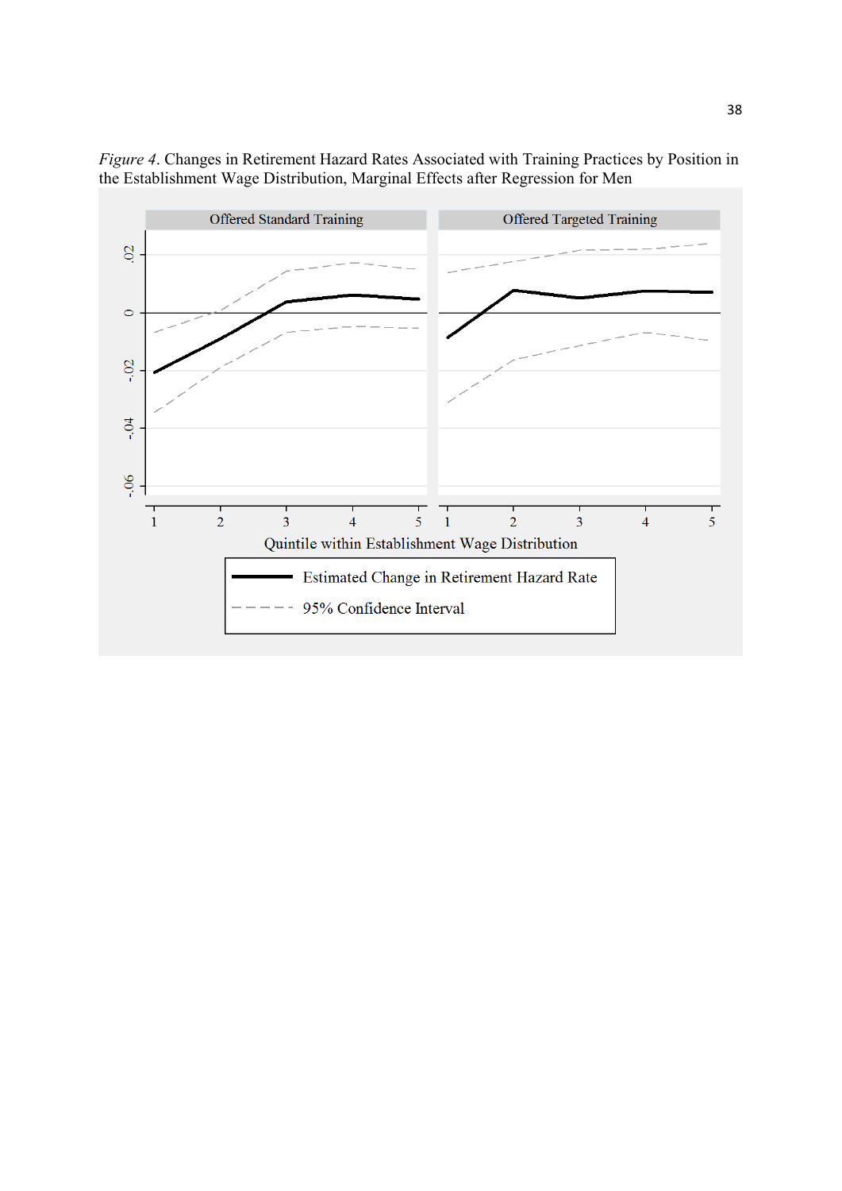*Figure 4*. Changes in Retirement Hazard Rates Associated with Training Practices by Position in the Establishment Wage Distribution, Marginal Effects after Regression for Men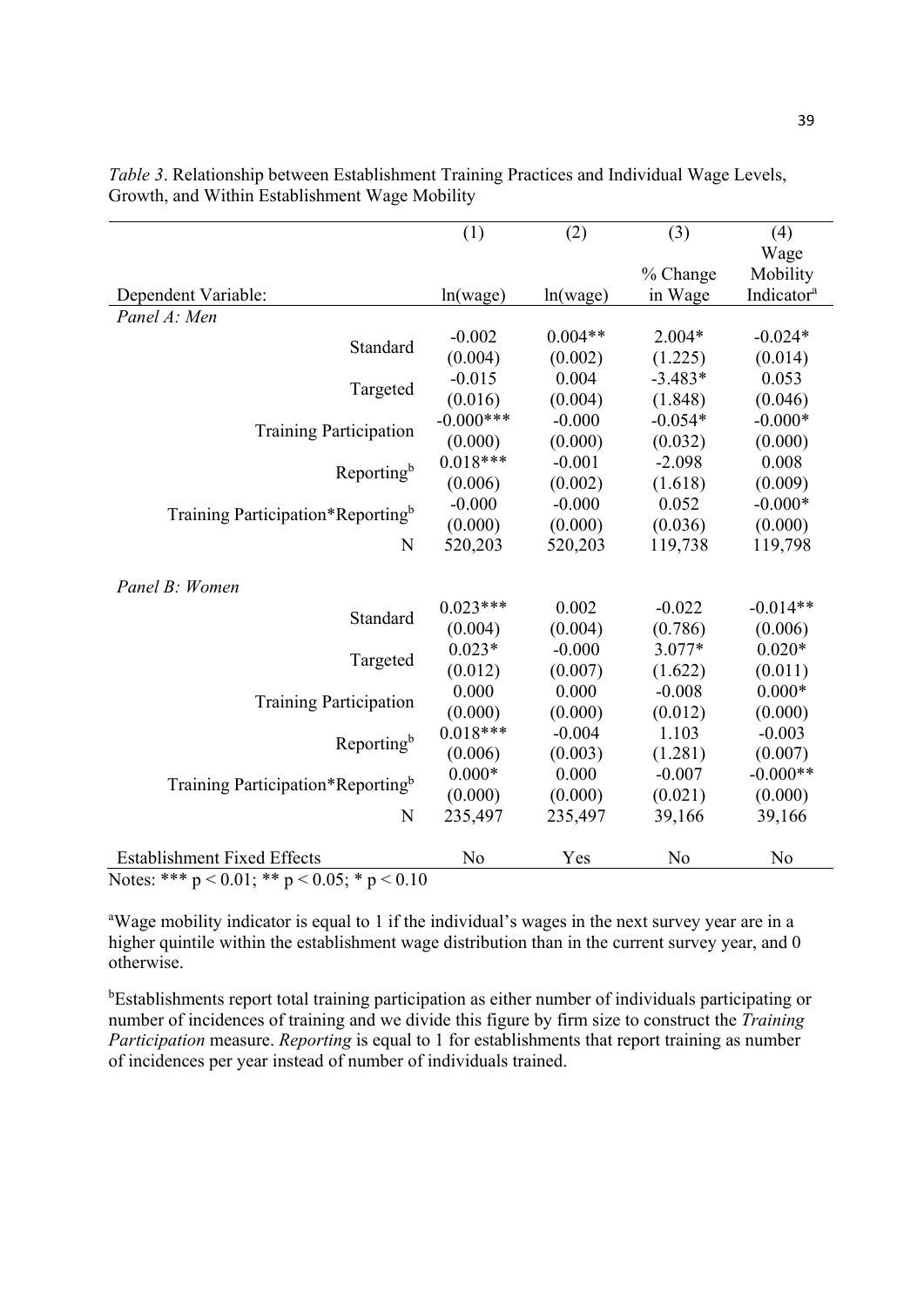*Table 3*. Relationship between Establishment Training Practices and Individual Wage Levels, Growth, and Within Establishment Wage Mobility

| | (1) | (2) | (3) | (4) |
|---|---|---|---|---|
| Dependent Variable: | ln(wage) | ln(wage) | % Change in Wage | Wage Mobility Indicator[a] |
| *Panel A: Men* | | | | |
| Standard | -0.002 | 0.004** | 2.004* | -0.024* |
| | (0.004) | (0.002) | (1.225) | (0.014) |
| Targeted | -0.015 | 0.004 | -3.483* | 0.053 |
| | (0.016) | (0.004) | (1.848) | (0.046) |
| Training Participation | -0.000*** | -0.000 | -0.054* | -0.000* |
| | (0.000) | (0.000) | (0.032) | (0.000) |
| Reporting[b] | 0.018*** | -0.001 | -2.098 | 0.008 |
| | (0.006) | (0.002) | (1.618) | (0.009) |
| Training Participation*Reporting[b] | -0.000 | -0.000 | 0.052 | -0.000* |
| | (0.000) | (0.000) | (0.036) | (0.000) |
| N | 520,203 | 520,203 | 119,738 | 119,798 |
| *Panel B: Women* | | | | |
| Standard | 0.023*** | 0.002 | -0.022 | -0.014** |
| | (0.004) | (0.004) | (0.786) | (0.006) |
| Targeted | 0.023* | -0.000 | 3.077* | 0.020* |
| | (0.012) | (0.007) | (1.622) | (0.011) |
| Training Participation | 0.000 | 0.000 | -0.008 | 0.000* |
| | (0.000) | (0.000) | (0.012) | (0.000) |
| Reporting[b] | 0.018*** | -0.004 | 1.103 | -0.003 |
| | (0.006) | (0.003) | (1.281) | (0.007) |
| Training Participation*Reporting[b] | 0.000* | 0.000 | -0.007 | -0.000** |
| | (0.000) | (0.000) | (0.021) | (0.000) |
| N | 235,497 | 235,497 | 39,166 | 39,166 |
| Establishment Fixed Effects | No | Yes | No | No |

Notes: *** $p < 0.01$; ** $p < 0.05$; * $p < 0.10$

[a]Wage mobility indicator is equal to 1 if the individual's wages in the next survey year are in a higher quintile within the establishment wage distribution than in the current survey year, and 0 otherwise.

[b]Establishments report total training participation as either number of individuals participating or number of incidences of training and we divide this figure by firm size to construct the *Training Participation* measure. *Reporting* is equal to 1 for establishments that report training as number of incidences per year instead of number of individuals trained.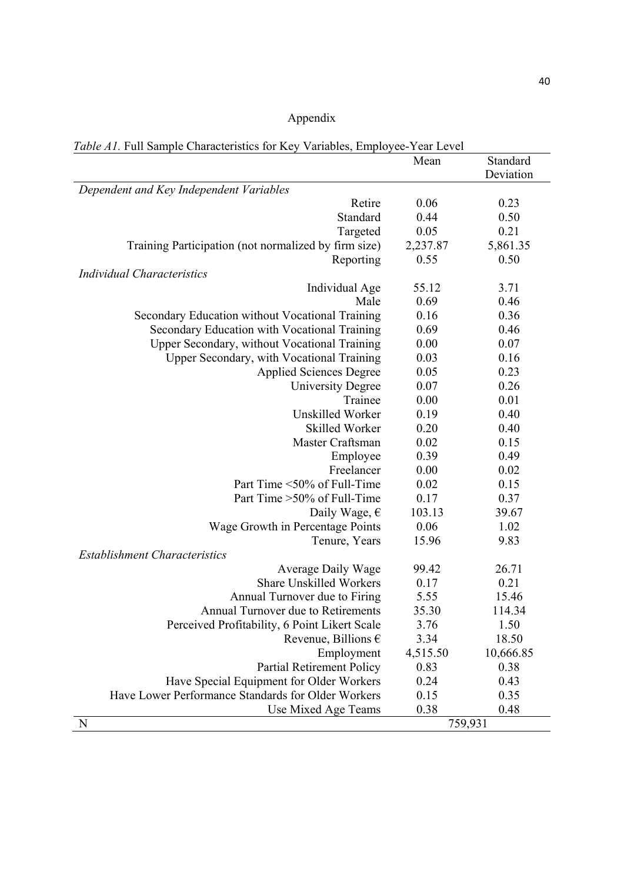Appendix

*Table A1*. Full Sample Characteristics for Key Variables, Employee-Year Level

| | Mean | Standard Deviation |
|---|---|---|
| *Dependent and Key Independent Variables* | | |
| Retire | 0.06 | 0.23 |
| Standard | 0.44 | 0.50 |
| Targeted | 0.05 | 0.21 |
| Training Participation (not normalized by firm size) | 2,237.87 | 5,861.35 |
| Reporting | 0.55 | 0.50 |
| *Individual Characteristics* | | |
| Individual Age | 55.12 | 3.71 |
| Male | 0.69 | 0.46 |
| Secondary Education without Vocational Training | 0.16 | 0.36 |
| Secondary Education with Vocational Training | 0.69 | 0.46 |
| Upper Secondary, without Vocational Training | 0.00 | 0.07 |
| Upper Secondary, with Vocational Training | 0.03 | 0.16 |
| Applied Sciences Degree | 0.05 | 0.23 |
| University Degree | 0.07 | 0.26 |
| Trainee | 0.00 | 0.01 |
| Unskilled Worker | 0.19 | 0.40 |
| Skilled Worker | 0.20 | 0.40 |
| Master Craftsman | 0.02 | 0.15 |
| Employee | 0.39 | 0.49 |
| Freelancer | 0.00 | 0.02 |
| Part Time <50% of Full-Time | 0.02 | 0.15 |
| Part Time >50% of Full-Time | 0.17 | 0.37 |
| Daily Wage, € | 103.13 | 39.67 |
| Wage Growth in Percentage Points | 0.06 | 1.02 |
| Tenure, Years | 15.96 | 9.83 |
| *Establishment Characteristics* | | |
| Average Daily Wage | 99.42 | 26.71 |
| Share Unskilled Workers | 0.17 | 0.21 |
| Annual Turnover due to Firing | 5.55 | 15.46 |
| Annual Turnover due to Retirements | 35.30 | 114.34 |
| Perceived Profitability, 6 Point Likert Scale | 3.76 | 1.50 |
| Revenue, Billions € | 3.34 | 18.50 |
| Employment | 4,515.50 | 10,666.85 |
| Partial Retirement Policy | 0.83 | 0.38 |
| Have Special Equipment for Older Workers | 0.24 | 0.43 |
| Have Lower Performance Standards for Older Workers | 0.15 | 0.35 |
| Use Mixed Age Teams | 0.38 | 0.48 |
| N | 759,931 | |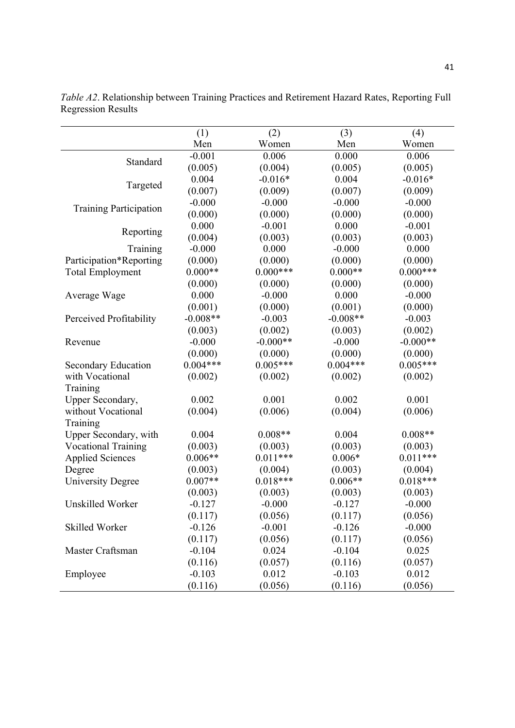*Table A2*. Relationship between Training Practices and Retirement Hazard Rates, Reporting Full Regression Results

| | (1) | (2) | (3) | (4) |
|---|---|---|---|---|
| | Men | Women | Men | Women |
| Standard | -0.001 | 0.006 | 0.000 | 0.006 |
| | (0.005) | (0.004) | (0.005) | (0.005) |
| Targeted | 0.004 | -0.016* | 0.004 | -0.016* |
| | (0.007) | (0.009) | (0.007) | (0.009) |
| Training Participation | -0.000 | -0.000 | -0.000 | -0.000 |
| | (0.000) | (0.000) | (0.000) | (0.000) |
| Reporting | 0.000 | -0.001 | 0.000 | -0.001 |
| | (0.004) | (0.003) | (0.003) | (0.003) |
| Training Participation*Reporting | -0.000 | 0.000 | -0.000 | 0.000 |
| | (0.000) | (0.000) | (0.000) | (0.000) |
| Total Employment | 0.000** | 0.000*** | 0.000** | 0.000*** |
| | (0.000) | (0.000) | (0.000) | (0.000) |
| Average Wage | 0.000 | -0.000 | 0.000 | -0.000 |
| | (0.001) | (0.000) | (0.001) | (0.000) |
| Perceived Profitability | -0.008** | -0.003 | -0.008** | -0.003 |
| | (0.003) | (0.002) | (0.003) | (0.002) |
| Revenue | -0.000 | -0.000** | -0.000 | -0.000** |
| | (0.000) | (0.000) | (0.000) | (0.000) |
| Secondary Education with Vocational Training | 0.004*** | 0.005*** | 0.004*** | 0.005*** |
| | (0.002) | (0.002) | (0.002) | (0.002) |
| Upper Secondary, without Vocational Training | 0.002 | 0.001 | 0.002 | 0.001 |
| | (0.004) | (0.006) | (0.004) | (0.006) |
| Upper Secondary, with Vocational Training | 0.004 | 0.008** | 0.004 | 0.008** |
| | (0.003) | (0.003) | (0.003) | (0.003) |
| Applied Sciences Degree | 0.006** | 0.011*** | 0.006* | 0.011*** |
| | (0.003) | (0.004) | (0.003) | (0.004) |
| University Degree | 0.007** | 0.018*** | 0.006** | 0.018*** |
| | (0.003) | (0.003) | (0.003) | (0.003) |
| Unskilled Worker | -0.127 | -0.000 | -0.127 | -0.000 |
| | (0.117) | (0.056) | (0.117) | (0.056) |
| Skilled Worker | -0.126 | -0.001 | -0.126 | -0.000 |
| | (0.117) | (0.056) | (0.117) | (0.056) |
| Master Craftsman | -0.104 | 0.024 | -0.104 | 0.025 |
| | (0.116) | (0.057) | (0.116) | (0.057) |
| Employee | -0.103 | 0.012 | -0.103 | 0.012 |
| | (0.116) | (0.056) | (0.116) | (0.056) |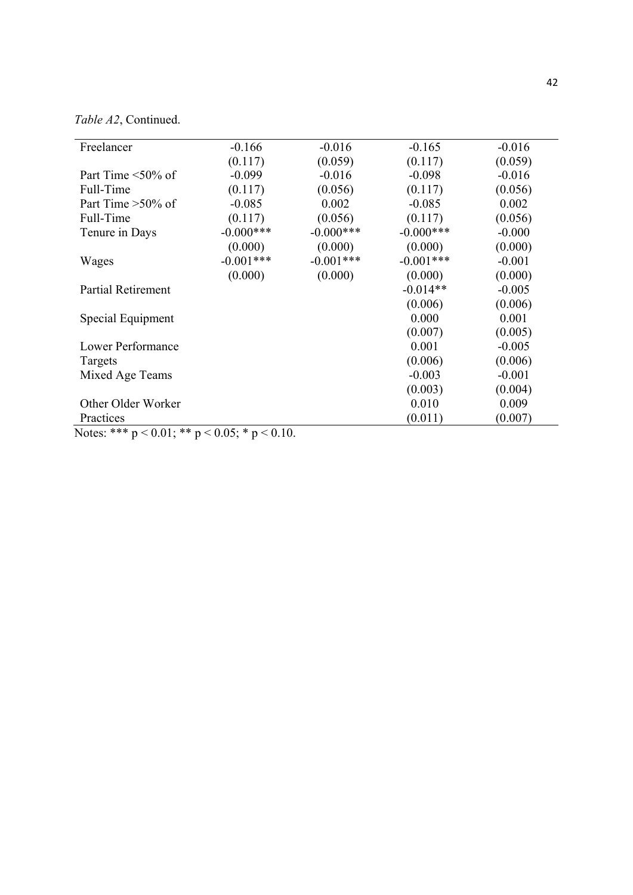*Table A2*, Continued.

| | | | | |
|---|---|---|---|---|
| Freelancer | -0.166 | -0.016 | -0.165 | -0.016 |
| | (0.117) | (0.059) | (0.117) | (0.059) |
| Part Time <50% of Full-Time | -0.099 | -0.016 | -0.098 | -0.016 |
| | (0.117) | (0.056) | (0.117) | (0.056) |
| Part Time >50% of Full-Time | -0.085 | 0.002 | -0.085 | 0.002 |
| | (0.117) | (0.056) | (0.117) | (0.056) |
| Tenure in Days | -0.000*** | -0.000*** | -0.000*** | -0.000 |
| | (0.000) | (0.000) | (0.000) | (0.000) |
| Wages | -0.001*** | -0.001*** | -0.001*** | -0.001 |
| | (0.000) | (0.000) | (0.000) | (0.000) |
| Partial Retirement | | | -0.014** | -0.005 |
| | | | (0.006) | (0.006) |
| Special Equipment | | | 0.000 | 0.001 |
| | | | (0.007) | (0.005) |
| Lower Performance Targets | | | 0.001 | -0.005 |
| | | | (0.006) | (0.006) |
| Mixed Age Teams | | | -0.003 | -0.001 |
| | | | (0.003) | (0.004) |
| Other Older Worker Practices | | | 0.010 | 0.009 |
| | | | (0.011) | (0.007) |

Notes: *** $p < 0.01$; ** $p < 0.05$; * $p < 0.10$.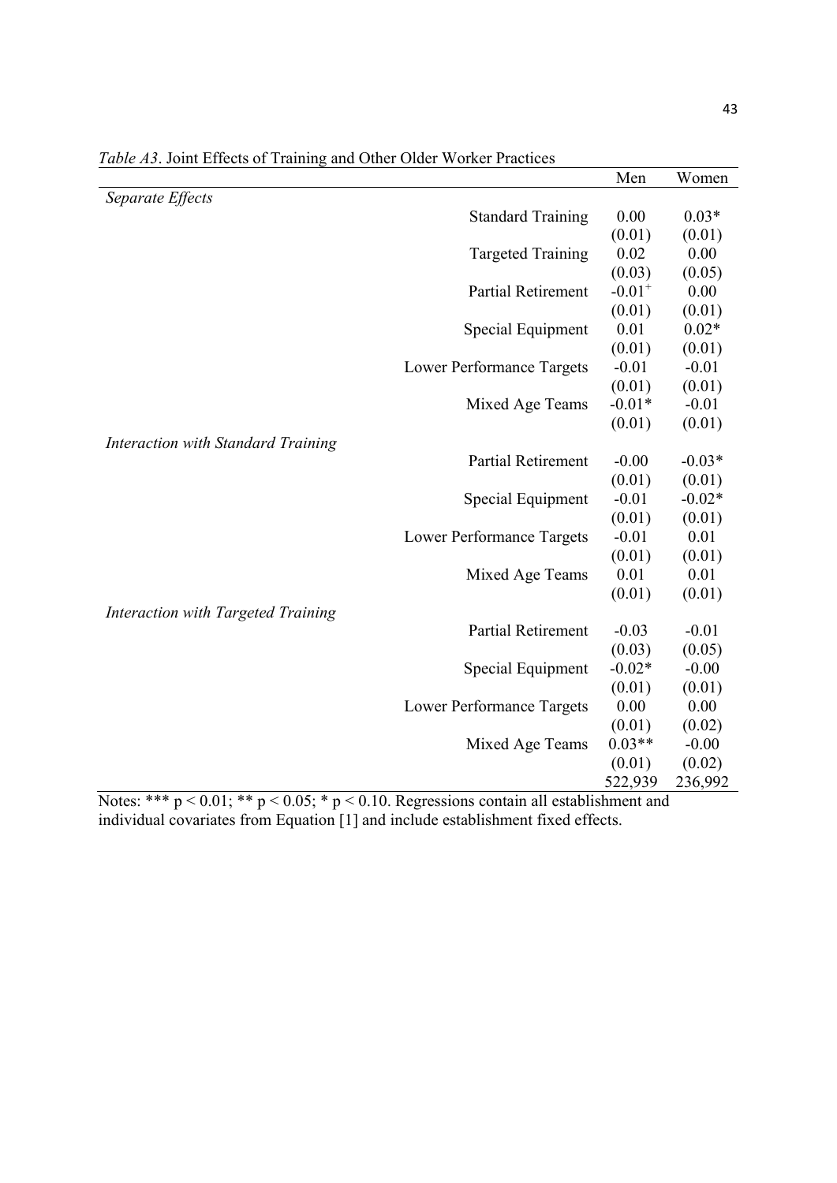*Table A3*. Joint Effects of Training and Other Older Worker Practices

| | Men | Women |
|---|---|---|
| *Separate Effects* | | |
| Standard Training | 0.00 | 0.03* |
| | (0.01) | (0.01) |
| Targeted Training | 0.02 | 0.00 |
| | (0.03) | (0.05) |
| Partial Retirement | $-0.01^{+}$ | 0.00 |
| | (0.01) | (0.01) |
| Special Equipment | 0.01 | 0.02* |
| | (0.01) | (0.01) |
| Lower Performance Targets | -0.01 | -0.01 |
| | (0.01) | (0.01) |
| Mixed Age Teams | -0.01* | -0.01 |
| | (0.01) | (0.01) |
| *Interaction with Standard Training* | | |
| Partial Retirement | -0.00 | -0.03* |
| | (0.01) | (0.01) |
| Special Equipment | -0.01 | -0.02* |
| | (0.01) | (0.01) |
| Lower Performance Targets | -0.01 | 0.01 |
| | (0.01) | (0.01) |
| Mixed Age Teams | 0.01 | 0.01 |
| | (0.01) | (0.01) |
| *Interaction with Targeted Training* | | |
| Partial Retirement | -0.03 | -0.01 |
| | (0.03) | (0.05) |
| Special Equipment | -0.02* | -0.00 |
| | (0.01) | (0.01) |
| Lower Performance Targets | 0.00 | 0.00 |
| | (0.01) | (0.02) |
| Mixed Age Teams | 0.03** | -0.00 |
| | (0.01) | (0.02) |
| | 522,939 | 236,992 |

Notes: *** $p < 0.01$; ** $p < 0.05$; * $p < 0.10$. Regressions contain all establishment and individual covariates from Equation [1] and include establishment fixed effects.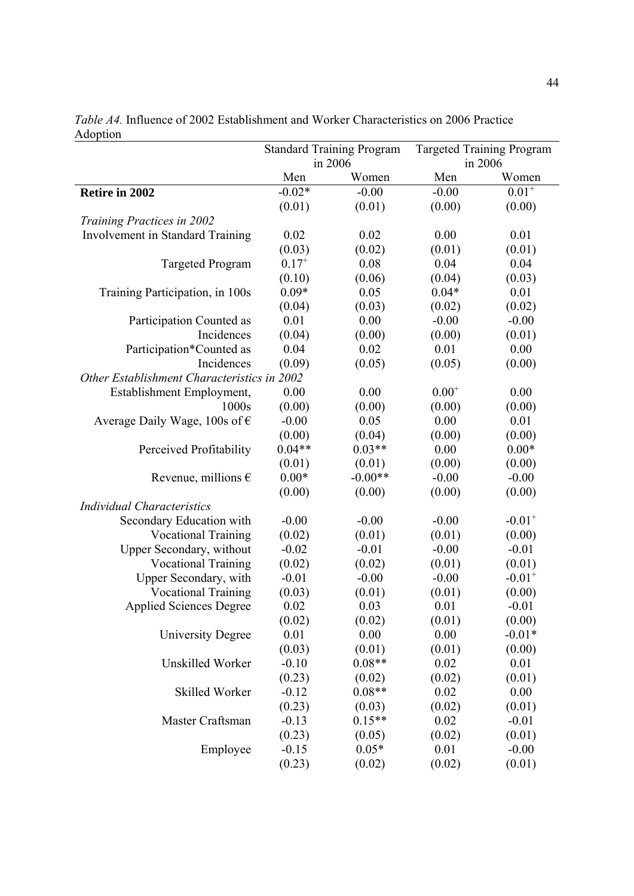*Table A4.* Influence of 2002 Establishment and Worker Characteristics on 2006 Practice Adoption

| | Standard Training Program in 2006 | | Targeted Training Program in 2006 | |
|---|---|---|---|---|
| | Men | Women | Men | Women |
| **Retire in 2002** | -0.02* | -0.00 | -0.00 | 0.01$^{+}$ |
| | (0.01) | (0.01) | (0.00) | (0.00) |
| *Training Practices in 2002* | | | | |
| Involvement in Standard Training | 0.02 | 0.02 | 0.00 | 0.01 |
| | (0.03) | (0.02) | (0.01) | (0.01) |
| Targeted Program | 0.17$^{+}$ | 0.08 | 0.04 | 0.04 |
| | (0.10) | (0.06) | (0.04) | (0.03) |
| Training Participation, in 100s | 0.09* | 0.05 | 0.04* | 0.01 |
| | (0.04) | (0.03) | (0.02) | (0.02) |
| Participation Counted as Incidences | 0.01 | 0.00 | -0.00 | -0.00 |
| | (0.04) | (0.00) | (0.00) | (0.01) |
| Participation*Counted as Incidences | 0.04 | 0.02 | 0.01 | 0.00 |
| | (0.09) | (0.05) | (0.05) | (0.00) |
| *Other Establishment Characteristics in 2002* | | | | |
| Establishment Employment, 1000s | 0.00 | 0.00 | 0.00$^{+}$ | 0.00 |
| | (0.00) | (0.00) | (0.00) | (0.00) |
| Average Daily Wage, 100s of € | -0.00 | 0.05 | 0.00 | 0.01 |
| | (0.00) | (0.04) | (0.00) | (0.00) |
| Perceived Profitability | 0.04** | 0.03** | 0.00 | 0.00* |
| | (0.01) | (0.01) | (0.00) | (0.00) |
| Revenue, millions € | 0.00* | -0.00** | -0.00 | -0.00 |
| | (0.00) | (0.00) | (0.00) | (0.00) |
| *Individual Characteristics* | | | | |
| Secondary Education with Vocational Training | -0.00 | -0.00 | -0.00 | -0.01$^{+}$ |
| | (0.02) | (0.01) | (0.01) | (0.00) |
| Upper Secondary, without Vocational Training | -0.02 | -0.01 | -0.00 | -0.01 |
| | (0.02) | (0.02) | (0.01) | (0.01) |
| Upper Secondary, with Vocational Training | -0.01 | -0.00 | -0.00 | -0.01$^{+}$ |
| | (0.03) | (0.01) | (0.01) | (0.00) |
| Applied Sciences Degree | 0.02 | 0.03 | 0.01 | -0.01 |
| | (0.02) | (0.02) | (0.01) | (0.00) |
| University Degree | 0.01 | 0.00 | 0.00 | -0.01* |
| | (0.03) | (0.01) | (0.01) | (0.00) |
| Unskilled Worker | -0.10 | 0.08** | 0.02 | 0.01 |
| | (0.23) | (0.02) | (0.02) | (0.01) |
| Skilled Worker | -0.12 | 0.08** | 0.02 | 0.00 |
| | (0.23) | (0.03) | (0.02) | (0.01) |
| Master Craftsman | -0.13 | 0.15** | 0.02 | -0.01 |
| | (0.23) | (0.05) | (0.02) | (0.01) |
| Employee | -0.15 | 0.05* | 0.01 | -0.00 |
| | (0.23) | (0.02) | (0.02) | (0.01) |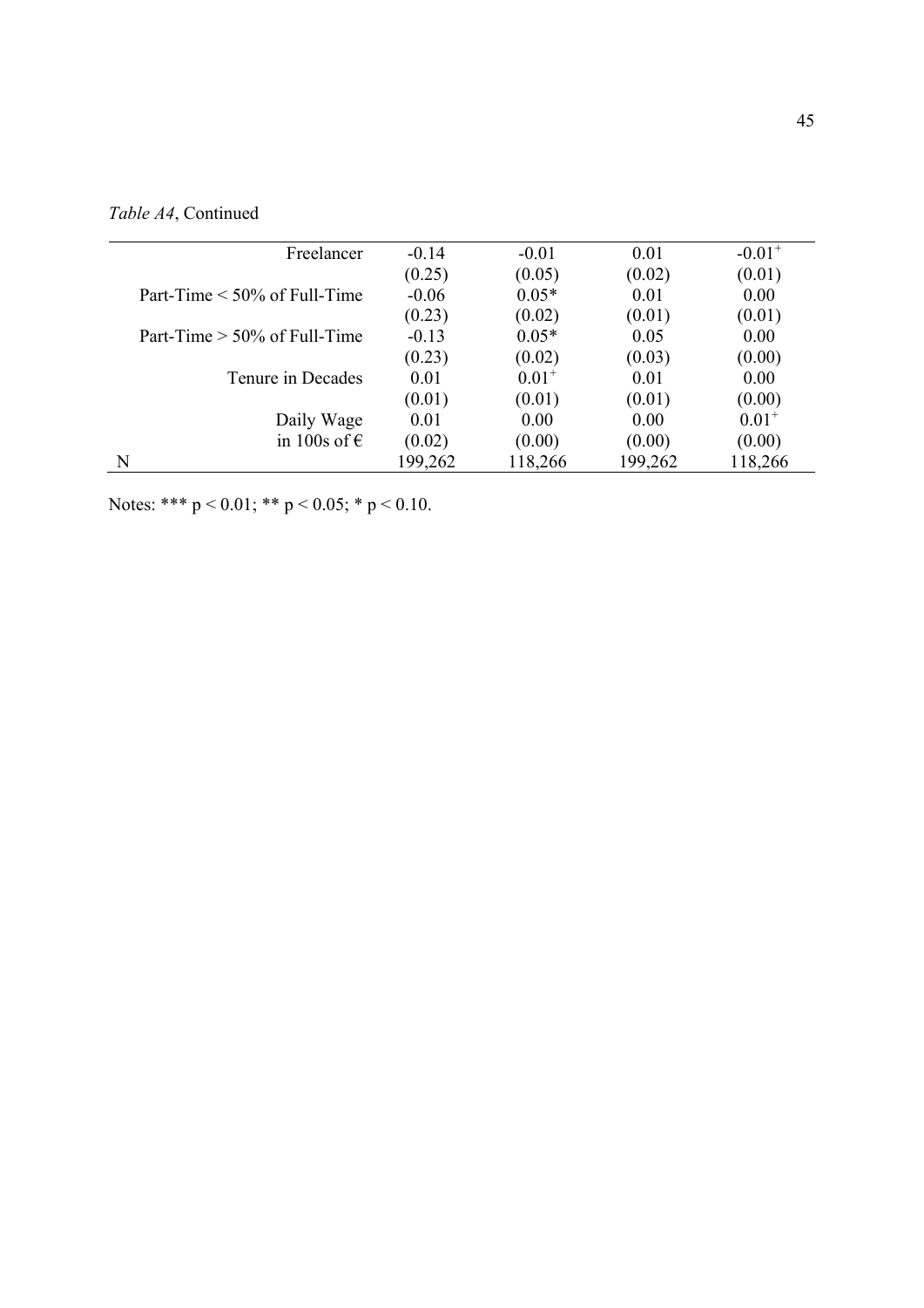*Table A4*, Continued

| | | | | |
|---|---|---|---|---|
| Freelancer | -0.14 | -0.01 | 0.01 | -0.01$^{+}$ |
| | (0.25) | (0.05) | (0.02) | (0.01) |
| Part-Time < 50% of Full-Time | -0.06 | 0.05* | 0.01 | 0.00 |
| | (0.23) | (0.02) | (0.01) | (0.01) |
| Part-Time > 50% of Full-Time | -0.13 | 0.05* | 0.05 | 0.00 |
| | (0.23) | (0.02) | (0.03) | (0.00) |
| Tenure in Decades | 0.01 | 0.01$^{+}$ | 0.01 | 0.00 |
| | (0.01) | (0.01) | (0.01) | (0.00) |
| Daily Wage | 0.01 | 0.00 | 0.00 | 0.01$^{+}$ |
| in 100s of € | (0.02) | (0.00) | (0.00) | (0.00) |
| N | 199,262 | 118,266 | 199,262 | 118,266 |

Notes: *** $p < 0.01$; ** $p < 0.05$; * $p < 0.10$.